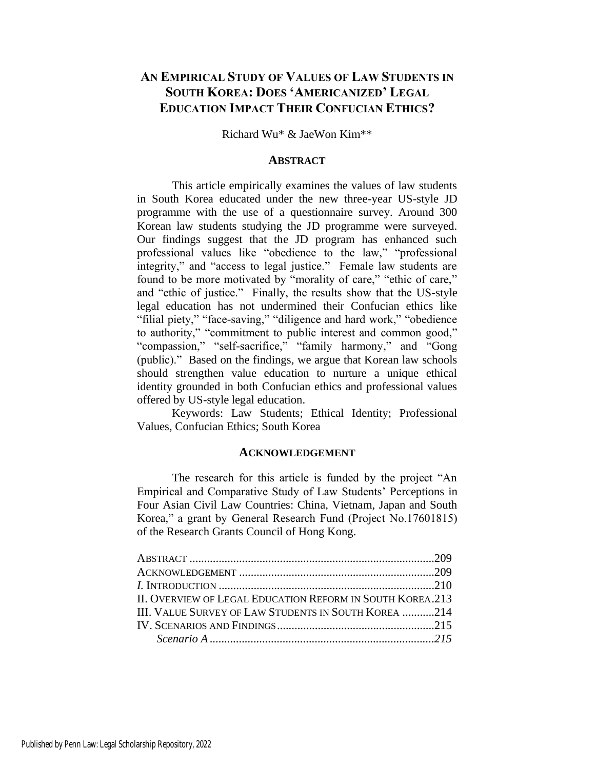# AN EMPIRICAL STUDY OF VALUES OF LAW STUDENTS IN SOUTH KOREA: DOES 'AMERICANIZED' LEGAL EDUCATION IMPACT THEIR CONFUCIAN ETHICS?

Richard Wu* & JaeWon Kim**

## ABSTRACT

This article empirically examines the values of law students in South Korea educated under the new three-year US-style JD programme with the use of a questionnaire survey. Around 300 Korean law students studying the JD programme were surveyed. Our findings suggest that the JD program has enhanced such professional values like "obedience to the law," "professional integrity," and "access to legal justice." Female law students are found to be more motivated by "morality of care," "ethic of care," and "ethic of justice." Finally, the results show that the US-style legal education has not undermined their Confucian ethics like "filial piety," "face-saving," "diligence and hard work," "obedience to authority," "commitment to public interest and common good," "compassion," "self-sacrifice," "family harmony," and "Gong (public)." Based on the findings, we argue that Korean law schools should strengthen value education to nurture a unique ethical identity grounded in both Confucian ethics and professional values offered by US-style legal education.

Keywords: Law Students; Ethical Identity; Professional Values, Confucian Ethics; South Korea

## ACKNOWLEDGEMENT

The research for this article is funded by the project "An Empirical and Comparative Study of Law Students' Perceptions in Four Asian Civil Law Countries: China, Vietnam, Japan and South Korea," a grant by General Research Fund (Project No.17601815) of the Research Grants Council of Hong Kong.

| | |
|---|---|
| ABSTRACT | 209 |
| ACKNOWLEDGEMENT | 209 |
| *I.* INTRODUCTION | 210 |
| II. OVERVIEW OF LEGAL EDUCATION REFORM IN SOUTH KOREA | 213 |
| III. VALUE SURVEY OF LAW STUDENTS IN SOUTH KOREA | 214 |
| IV. SCENARIOS AND FINDINGS | 215 |
| *Scenario A* | *215* |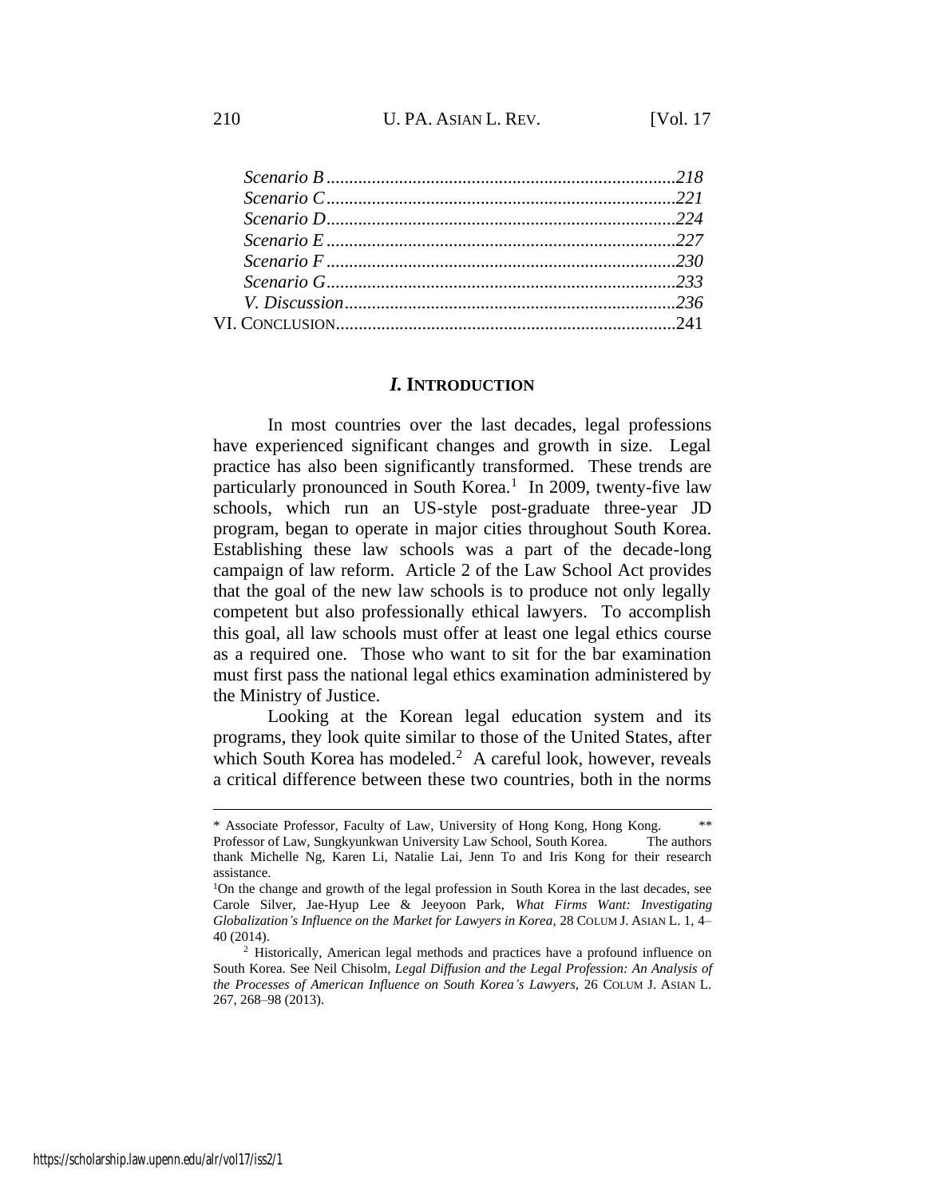*Scenario B* .......................................................................... *218*
*Scenario C* .......................................................................... *221*
*Scenario D* .......................................................................... *224*
*Scenario E* .......................................................................... *227*
*Scenario F* .......................................................................... *230*
*Scenario G* .......................................................................... *233*
*V. Discussion* ...................................................................... *236*
VI. CONCLUSION ........................................................................ 241

## *I.* INTRODUCTION

In most countries over the last decades, legal professions have experienced significant changes and growth in size. Legal practice has also been significantly transformed. These trends are particularly pronounced in South Korea.[1] In 2009, twenty-five law schools, which run an US-style post-graduate three-year JD program, began to operate in major cities throughout South Korea. Establishing these law schools was a part of the decade-long campaign of law reform. Article 2 of the Law School Act provides that the goal of the new law schools is to produce not only legally competent but also professionally ethical lawyers. To accomplish this goal, all law schools must offer at least one legal ethics course as a required one. Those who want to sit for the bar examination must first pass the national legal ethics examination administered by the Ministry of Justice.

Looking at the Korean legal education system and its programs, they look quite similar to those of the United States, after which South Korea has modeled.[2] A careful look, however, reveals a critical difference between these two countries, both in the norms

---

\* Associate Professor, Faculty of Law, University of Hong Kong, Hong Kong. \*\* Professor of Law, Sungkyunkwan University Law School, South Korea. The authors thank Michelle Ng, Karen Li, Natalie Lai, Jenn To and Iris Kong for their research assistance.

[1] On the change and growth of the legal profession in South Korea in the last decades, see Carole Silver, Jae-Hyup Lee & Jeeyoon Park, *What Firms Want: Investigating Globalization's Influence on the Market for Lawyers in Korea*, 28 COLUM J. ASIAN L. 1, 4–40 (2014).

[2] Historically, American legal methods and practices have a profound influence on South Korea. See Neil Chisolm, *Legal Diffusion and the Legal Profession: An Analysis of the Processes of American Influence on South Korea's Lawyers*, 26 COLUM J. ASIAN L. 267, 268–98 (2013).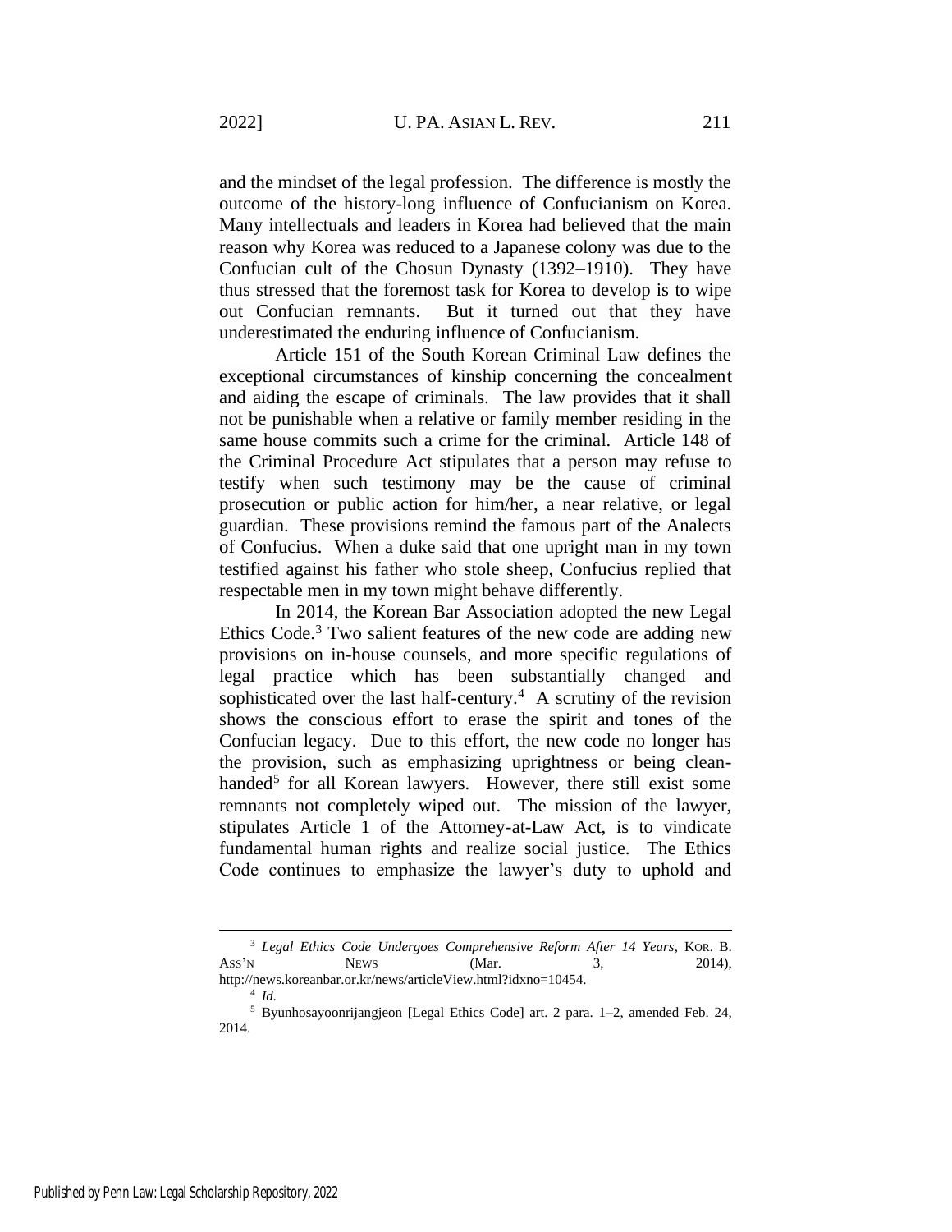and the mindset of the legal profession. The difference is mostly the outcome of the history-long influence of Confucianism on Korea. Many intellectuals and leaders in Korea had believed that the main reason why Korea was reduced to a Japanese colony was due to the Confucian cult of the Chosun Dynasty (1392–1910). They have thus stressed that the foremost task for Korea to develop is to wipe out Confucian remnants. But it turned out that they have underestimated the enduring influence of Confucianism.

Article 151 of the South Korean Criminal Law defines the exceptional circumstances of kinship concerning the concealment and aiding the escape of criminals. The law provides that it shall not be punishable when a relative or family member residing in the same house commits such a crime for the criminal. Article 148 of the Criminal Procedure Act stipulates that a person may refuse to testify when such testimony may be the cause of criminal prosecution or public action for him/her, a near relative, or legal guardian. These provisions remind the famous part of the Analects of Confucius. When a duke said that one upright man in my town testified against his father who stole sheep, Confucius replied that respectable men in my town might behave differently.

In 2014, the Korean Bar Association adopted the new Legal Ethics Code.[3] Two salient features of the new code are adding new provisions on in-house counsels, and more specific regulations of legal practice which has been substantially changed and sophisticated over the last half-century.[4] A scrutiny of the revision shows the conscious effort to erase the spirit and tones of the Confucian legacy. Due to this effort, the new code no longer has the provision, such as emphasizing uprightness or being clean-handed[5] for all Korean lawyers. However, there still exist some remnants not completely wiped out. The mission of the lawyer, stipulates Article 1 of the Attorney-at-Law Act, is to vindicate fundamental human rights and realize social justice. The Ethics Code continues to emphasize the lawyer's duty to uphold and

---

[3] *Legal Ethics Code Undergoes Comprehensive Reform After 14 Years*, KOR. B. ASS'N NEWS (Mar. 3, 2014), http://news.koreanbar.or.kr/news/articleView.html?idxno=10454.

[4] *Id.*

[5] Byunhosayoonrijangjeon [Legal Ethics Code] art. 2 para. 1–2, amended Feb. 24, 2014.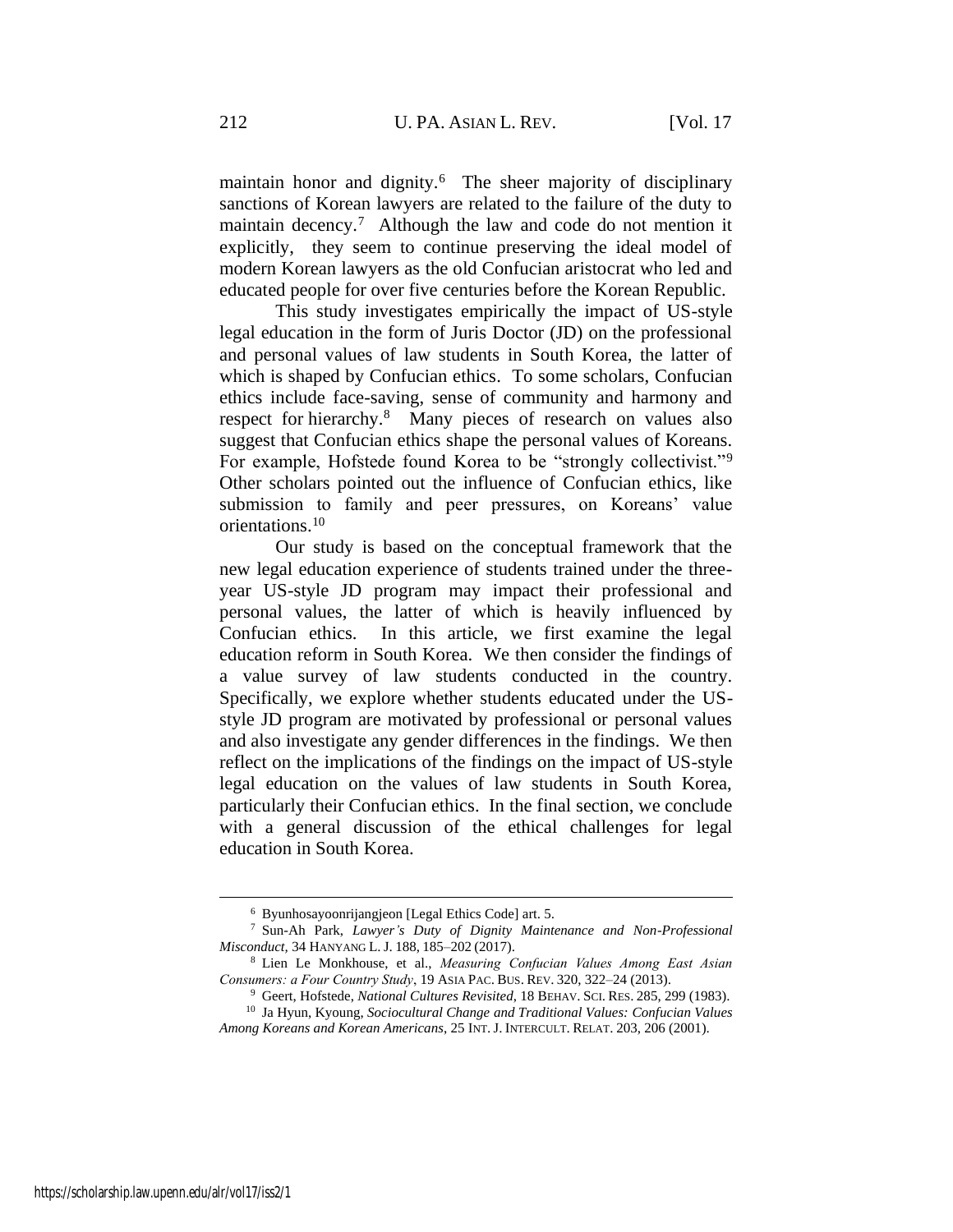maintain honor and dignity.[6] The sheer majority of disciplinary sanctions of Korean lawyers are related to the failure of the duty to maintain decency.[7] Although the law and code do not mention it explicitly, they seem to continue preserving the ideal model of modern Korean lawyers as the old Confucian aristocrat who led and educated people for over five centuries before the Korean Republic.

This study investigates empirically the impact of US-style legal education in the form of Juris Doctor (JD) on the professional and personal values of law students in South Korea, the latter of which is shaped by Confucian ethics. To some scholars, Confucian ethics include face-saving, sense of community and harmony and respect for hierarchy.[8] Many pieces of research on values also suggest that Confucian ethics shape the personal values of Koreans. For example, Hofstede found Korea to be "strongly collectivist."[9] Other scholars pointed out the influence of Confucian ethics, like submission to family and peer pressures, on Koreans' value orientations.[10]

Our study is based on the conceptual framework that the new legal education experience of students trained under the three-year US-style JD program may impact their professional and personal values, the latter of which is heavily influenced by Confucian ethics. In this article, we first examine the legal education reform in South Korea. We then consider the findings of a value survey of law students conducted in the country. Specifically, we explore whether students educated under the US-style JD program are motivated by professional or personal values and also investigate any gender differences in the findings. We then reflect on the implications of the findings on the impact of US-style legal education on the values of law students in South Korea, particularly their Confucian ethics. In the final section, we conclude with a general discussion of the ethical challenges for legal education in South Korea.

---

[6] Byunhosayoonrijangjeon [Legal Ethics Code] art. 5.

[7] Sun-Ah Park, *Lawyer's Duty of Dignity Maintenance and Non-Professional Misconduct*, 34 HANYANG L. J. 188, 185–202 (2017).

[8] Lien Le Monkhouse, et al., *Measuring Confucian Values Among East Asian Consumers: a Four Country Study*, 19 ASIA PAC. BUS. REV. 320, 322–24 (2013).

[9] Geert, Hofstede, *National Cultures Revisited*, 18 BEHAV. SCI. RES. 285, 299 (1983).

[10] Ja Hyun, Kyoung, *Sociocultural Change and Traditional Values: Confucian Values Among Koreans and Korean Americans*, 25 INT. J. INTERCULT. RELAT. 203, 206 (2001).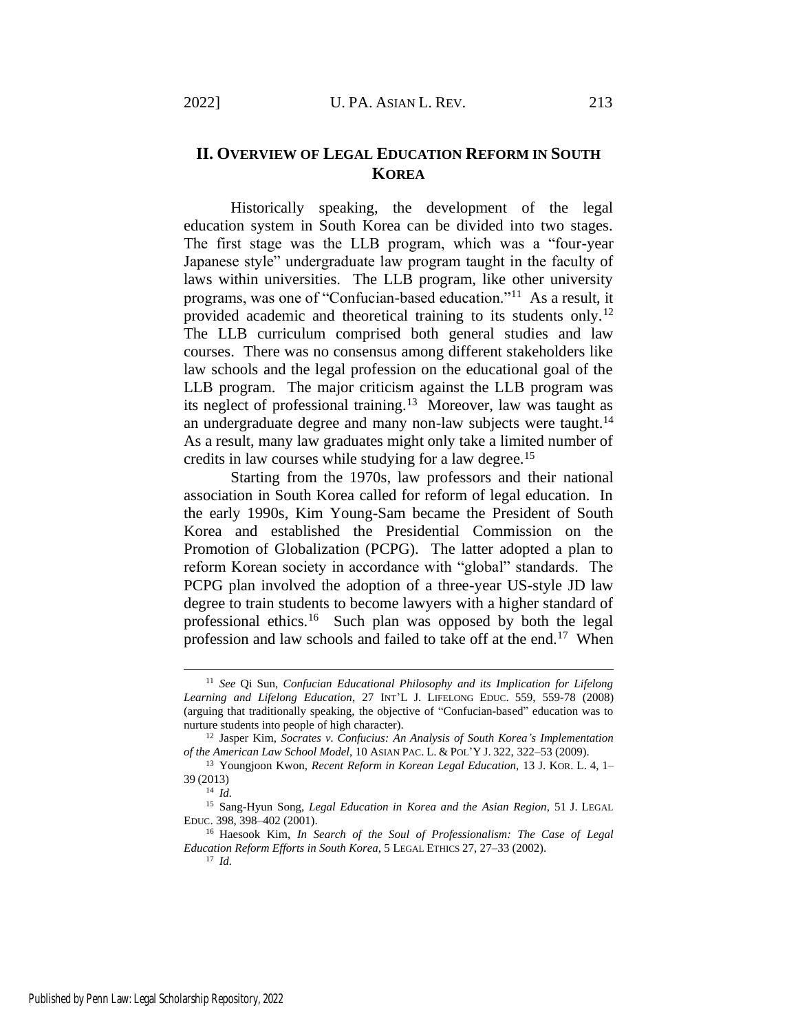## II. OVERVIEW OF LEGAL EDUCATION REFORM IN SOUTH KOREA

Historically speaking, the development of the legal education system in South Korea can be divided into two stages. The first stage was the LLB program, which was a "four-year Japanese style" undergraduate law program taught in the faculty of laws within universities. The LLB program, like other university programs, was one of "Confucian-based education."[11] As a result, it provided academic and theoretical training to its students only.[12] The LLB curriculum comprised both general studies and law courses. There was no consensus among different stakeholders like law schools and the legal profession on the educational goal of the LLB program. The major criticism against the LLB program was its neglect of professional training.[13] Moreover, law was taught as an undergraduate degree and many non-law subjects were taught.[14] As a result, many law graduates might only take a limited number of credits in law courses while studying for a law degree.[15]

Starting from the 1970s, law professors and their national association in South Korea called for reform of legal education. In the early 1990s, Kim Young-Sam became the President of South Korea and established the Presidential Commission on the Promotion of Globalization (PCPG). The latter adopted a plan to reform Korean society in accordance with "global" standards. The PCPG plan involved the adoption of a three-year US-style JD law degree to train students to become lawyers with a higher standard of professional ethics.[16] Such plan was opposed by both the legal profession and law schools and failed to take off at the end.[17] When

---

[11] *See* Qi Sun, *Confucian Educational Philosophy and its Implication for Lifelong Learning and Lifelong Education*, 27 INT'L J. LIFELONG EDUC. 559, 559-78 (2008) (arguing that traditionally speaking, the objective of "Confucian-based" education was to nurture students into people of high character).

[12] Jasper Kim, *Socrates v. Confucius: An Analysis of South Korea's Implementation of the American Law School Model*, 10 ASIAN PAC. L. & POL'Y J. 322, 322–53 (2009).

[13] Youngjoon Kwon, *Recent Reform in Korean Legal Education*, 13 J. KOR. L. 4, 1–39 (2013)

[14] *Id.*

[15] Sang-Hyun Song, *Legal Education in Korea and the Asian Region*, 51 J. LEGAL EDUC. 398, 398–402 (2001).

[16] Haesook Kim, *In Search of the Soul of Professionalism: The Case of Legal Education Reform Efforts in South Korea*, 5 LEGAL ETHICS 27, 27–33 (2002).

[17] *Id.*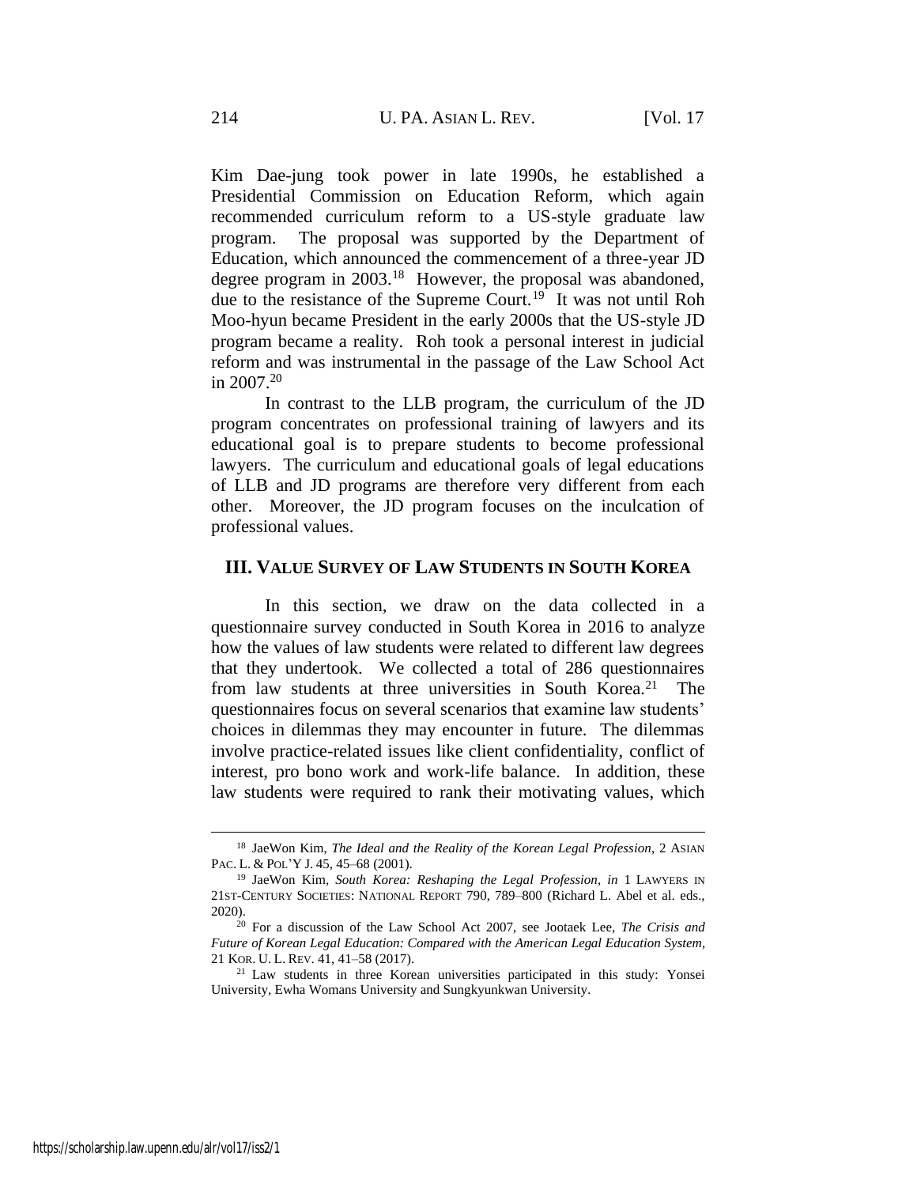Kim Dae-jung took power in late 1990s, he established a Presidential Commission on Education Reform, which again recommended curriculum reform to a US-style graduate law program. The proposal was supported by the Department of Education, which announced the commencement of a three-year JD degree program in 2003.[18] However, the proposal was abandoned, due to the resistance of the Supreme Court.[19] It was not until Roh Moo-hyun became President in the early 2000s that the US-style JD program became a reality. Roh took a personal interest in judicial reform and was instrumental in the passage of the Law School Act in 2007.[20]

In contrast to the LLB program, the curriculum of the JD program concentrates on professional training of lawyers and its educational goal is to prepare students to become professional lawyers. The curriculum and educational goals of legal educations of LLB and JD programs are therefore very different from each other. Moreover, the JD program focuses on the inculcation of professional values.

## III. VALUE SURVEY OF LAW STUDENTS IN SOUTH KOREA

In this section, we draw on the data collected in a questionnaire survey conducted in South Korea in 2016 to analyze how the values of law students were related to different law degrees that they undertook. We collected a total of 286 questionnaires from law students at three universities in South Korea.[21] The questionnaires focus on several scenarios that examine law students' choices in dilemmas they may encounter in future. The dilemmas involve practice-related issues like client confidentiality, conflict of interest, pro bono work and work-life balance. In addition, these law students were required to rank their motivating values, which

---

[18] JaeWon Kim, *The Ideal and the Reality of the Korean Legal Profession*, 2 ASIAN PAC. L. & POL'Y J. 45, 45–68 (2001).

[19] JaeWon Kim, *South Korea: Reshaping the Legal Profession*, *in* 1 LAWYERS IN 21ST-CENTURY SOCIETIES: NATIONAL REPORT 790, 789–800 (Richard L. Abel et al. eds., 2020).

[20] For a discussion of the Law School Act 2007, see Jootaek Lee, *The Crisis and Future of Korean Legal Education: Compared with the American Legal Education System*, 21 KOR. U. L. REV. 41, 41–58 (2017).

[21] Law students in three Korean universities participated in this study: Yonsei University, Ewha Womans University and Sungkyunkwan University.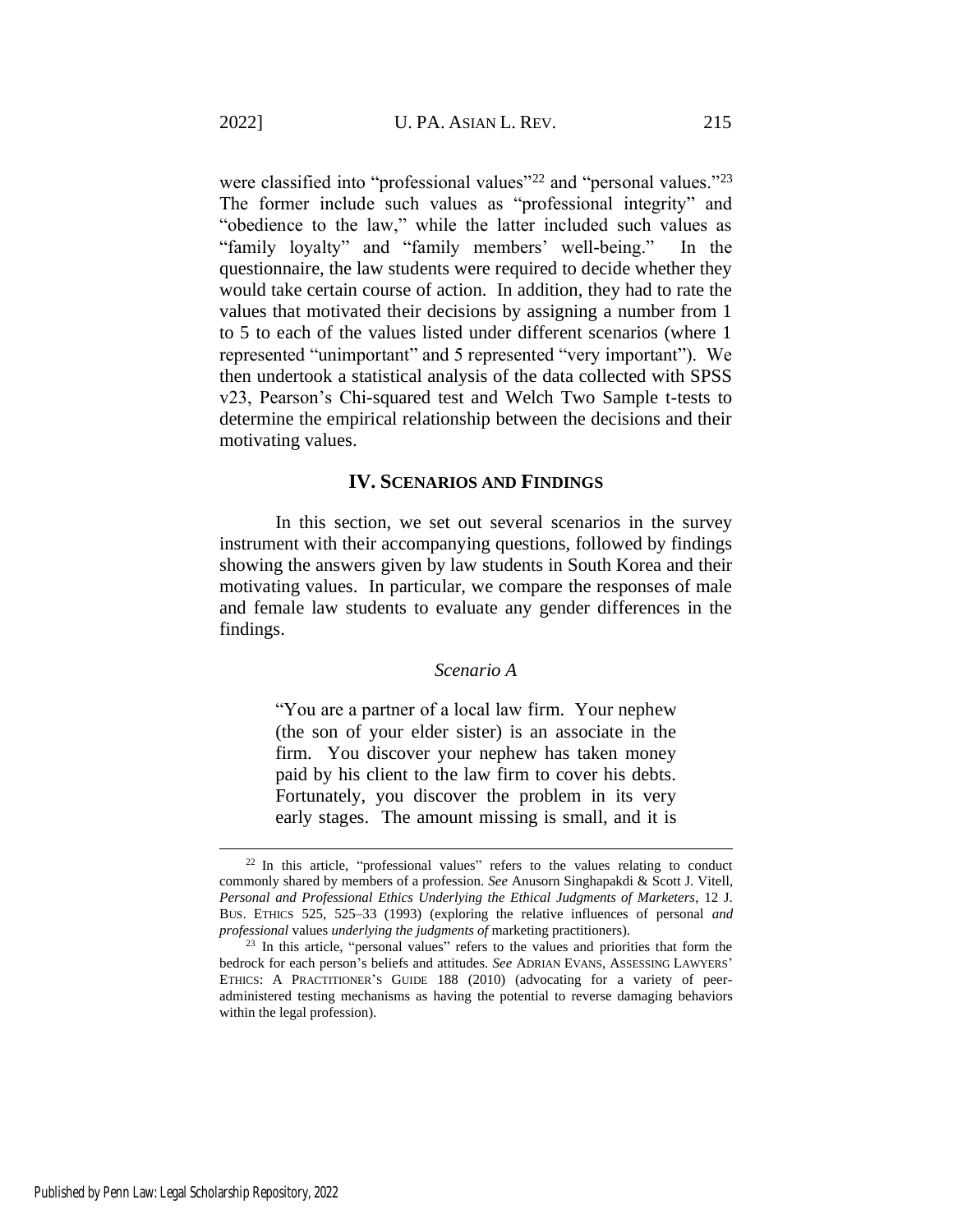were classified into "professional values"[22] and "personal values."[23] The former include such values as "professional integrity" and "obedience to the law," while the latter included such values as "family loyalty" and "family members' well-being." In the questionnaire, the law students were required to decide whether they would take certain course of action. In addition, they had to rate the values that motivated their decisions by assigning a number from 1 to 5 to each of the values listed under different scenarios (where 1 represented "unimportant" and 5 represented "very important"). We then undertook a statistical analysis of the data collected with SPSS v23, Pearson's Chi-squared test and Welch Two Sample t-tests to determine the empirical relationship between the decisions and their motivating values.

## IV. SCENARIOS AND FINDINGS

In this section, we set out several scenarios in the survey instrument with their accompanying questions, followed by findings showing the answers given by law students in South Korea and their motivating values. In particular, we compare the responses of male and female law students to evaluate any gender differences in the findings.

### *Scenario A*

> "You are a partner of a local law firm. Your nephew (the son of your elder sister) is an associate in the firm. You discover your nephew has taken money paid by his client to the law firm to cover his debts. Fortunately, you discover the problem in its very early stages. The amount missing is small, and it is

---

[22] In this article, "professional values" refers to the values relating to conduct commonly shared by members of a profession. *See* Anusorn Singhapakdi & Scott J. Vitell, *Personal and Professional Ethics Underlying the Ethical Judgments of Marketers*, 12 J. BUS. ETHICS 525, 525–33 (1993) (exploring the relative influences of personal *and professional* values *underlying the judgments of* marketing practitioners).

[23] In this article, "personal values" refers to the values and priorities that form the bedrock for each person's beliefs and attitudes. *See* ADRIAN EVANS, ASSESSING LAWYERS' ETHICS: A PRACTITIONER'S GUIDE 188 (2010) (advocating for a variety of peer-administered testing mechanisms as having the potential to reverse damaging behaviors within the legal profession).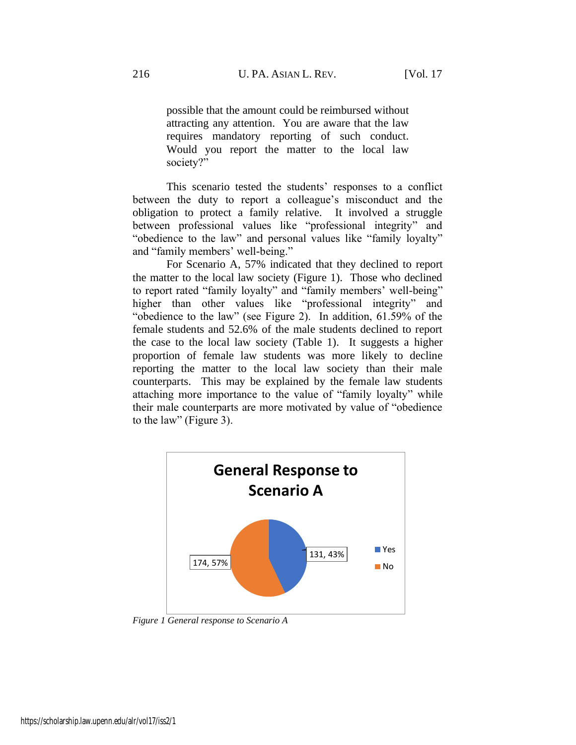possible that the amount could be reimbursed without attracting any attention. You are aware that the law requires mandatory reporting of such conduct. Would you report the matter to the local law society?"

This scenario tested the students' responses to a conflict between the duty to report a colleague's misconduct and the obligation to protect a family relative. It involved a struggle between professional values like "professional integrity" and "obedience to the law" and personal values like "family loyalty" and "family members' well-being."

For Scenario A, 57% indicated that they declined to report the matter to the local law society (Figure 1). Those who declined to report rated "family loyalty" and "family members' well-being" higher than other values like "professional integrity" and "obedience to the law" (see Figure 2). In addition, 61.59% of the female students and 52.6% of the male students declined to report the case to the local law society (Table 1). It suggests a higher proportion of female law students was more likely to decline reporting the matter to the local law society than their male counterparts. This may be explained by the female law students attaching more importance to the value of "family loyalty" while their male counterparts are more motivated by value of "obedience to the law" (Figure 3).

**General Response to Scenario A**

| Response | Count, Percentage |
| --- | --- |
| Yes | 131, 43% |
| No | 174, 57% |

*Figure 1 General response to Scenario A*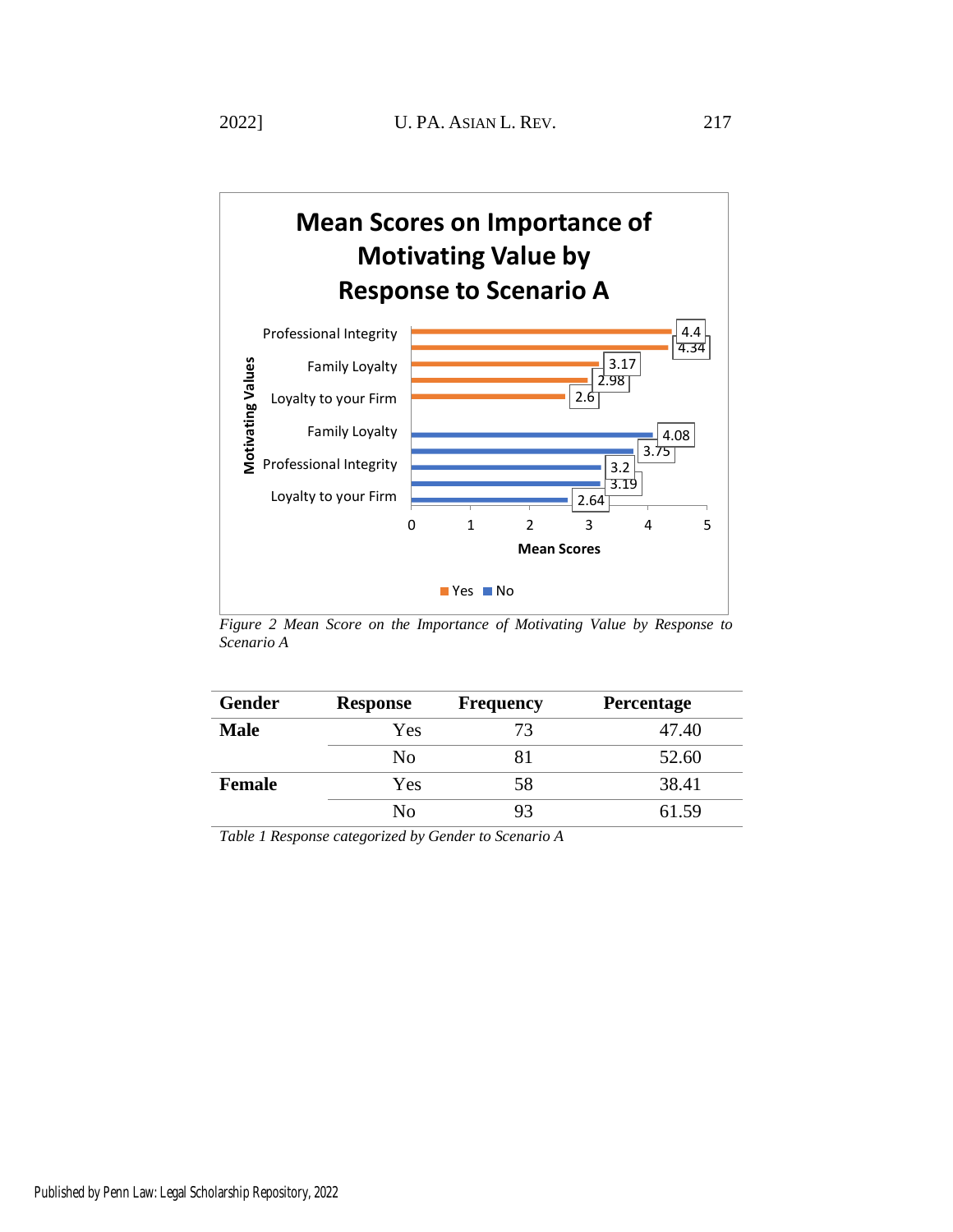*Figure 2 Mean Score on the Importance of Motivating Value by Response to Scenario A*

| Gender | Response | Frequency | Percentage |
|---|---|---|---|
| **Male** | Yes | 73 | 47.40 |
| | No | 81 | 52.60 |
| **Female** | Yes | 58 | 38.41 |
| | No | 93 | 61.59 |

*Table 1 Response categorized by Gender to Scenario A*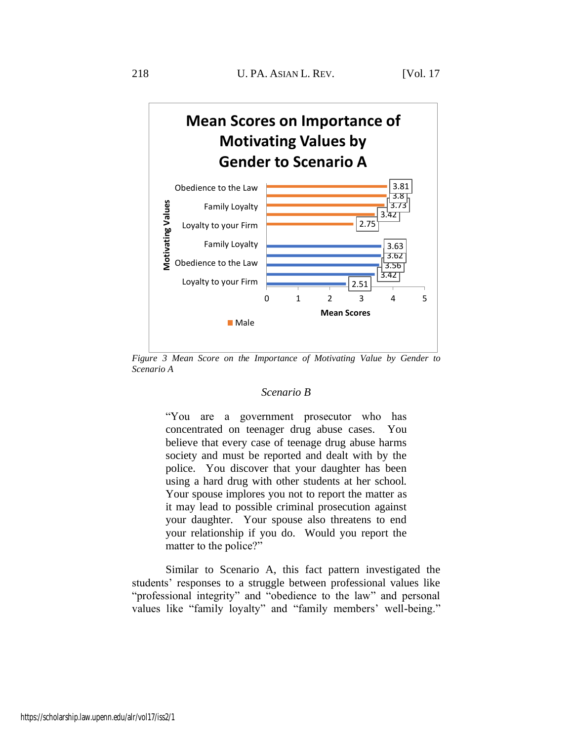Mean Scores on Importance of Motivating Values by Gender to Scenario A

| Motivating Values | Mean Scores |
| --- | --- |
| Obedience to the Law | 3.81 |
| | 3.8 |
| Family Loyalty | 3.73 |
| | 3.42 |
| Loyalty to your Firm | 2.75 |
| Family Loyalty | 3.63 |
| | 3.62 |
| Obedience to the Law | 3.56 |
| | 3.42 |
| Loyalty to your Firm | 2.51 |

Male

*Figure 3 Mean Score on the Importance of Motivating Value by Gender to Scenario A*

*Scenario B*

> "You are a government prosecutor who has concentrated on teenager drug abuse cases. You believe that every case of teenage drug abuse harms society and must be reported and dealt with by the police. You discover that your daughter has been using a hard drug with other students at her school. Your spouse implores you not to report the matter as it may lead to possible criminal prosecution against your daughter. Your spouse also threatens to end your relationship if you do. Would you report the matter to the police?"

Similar to Scenario A, this fact pattern investigated the students' responses to a struggle between professional values like "professional integrity" and "obedience to the law" and personal values like "family loyalty" and "family members' well-being."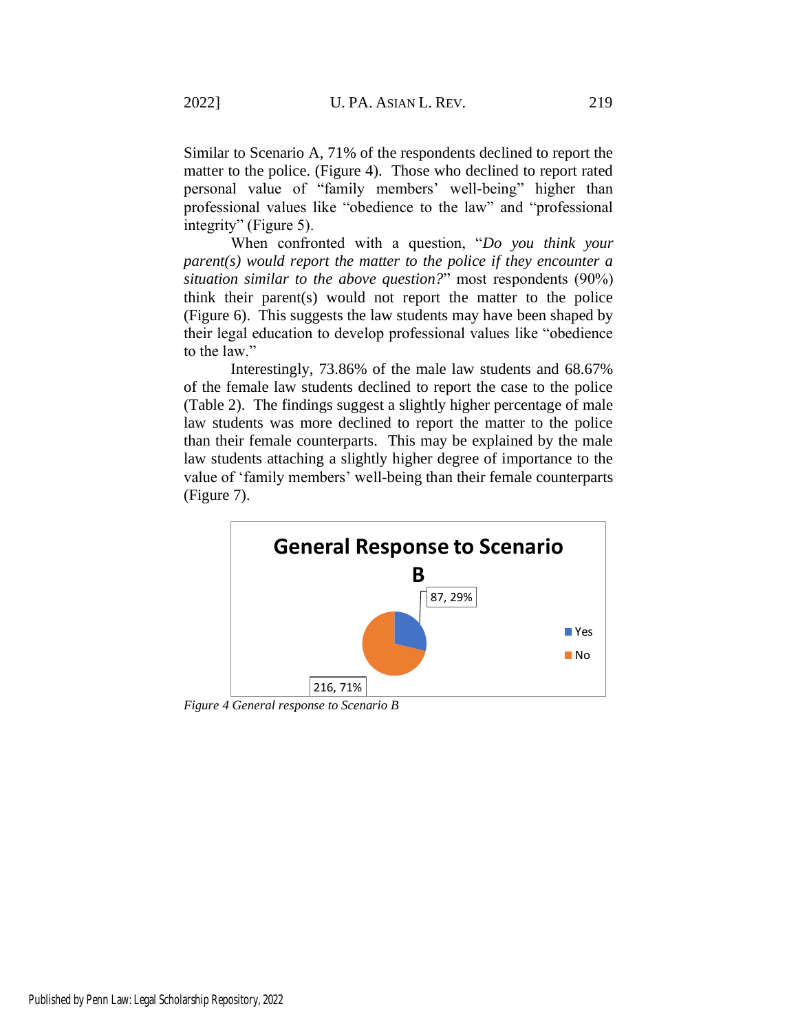Similar to Scenario A, 71% of the respondents declined to report the matter to the police. (Figure 4). Those who declined to report rated personal value of "family members' well-being" higher than professional values like "obedience to the law" and "professional integrity" (Figure 5).

When confronted with a question, "*Do you think your parent(s) would report the matter to the police if they encounter a situation similar to the above question?*" most respondents (90%) think their parent(s) would not report the matter to the police (Figure 6). This suggests the law students may have been shaped by their legal education to develop professional values like "obedience to the law."

Interestingly, 73.86% of the male law students and 68.67% of the female law students declined to report the case to the police (Table 2). The findings suggest a slightly higher percentage of male law students was more declined to report the matter to the police than their female counterparts. This may be explained by the male law students attaching a slightly higher degree of importance to the value of 'family members' well-being than their female counterparts (Figure 7).

*Figure 4 General response to Scenario B*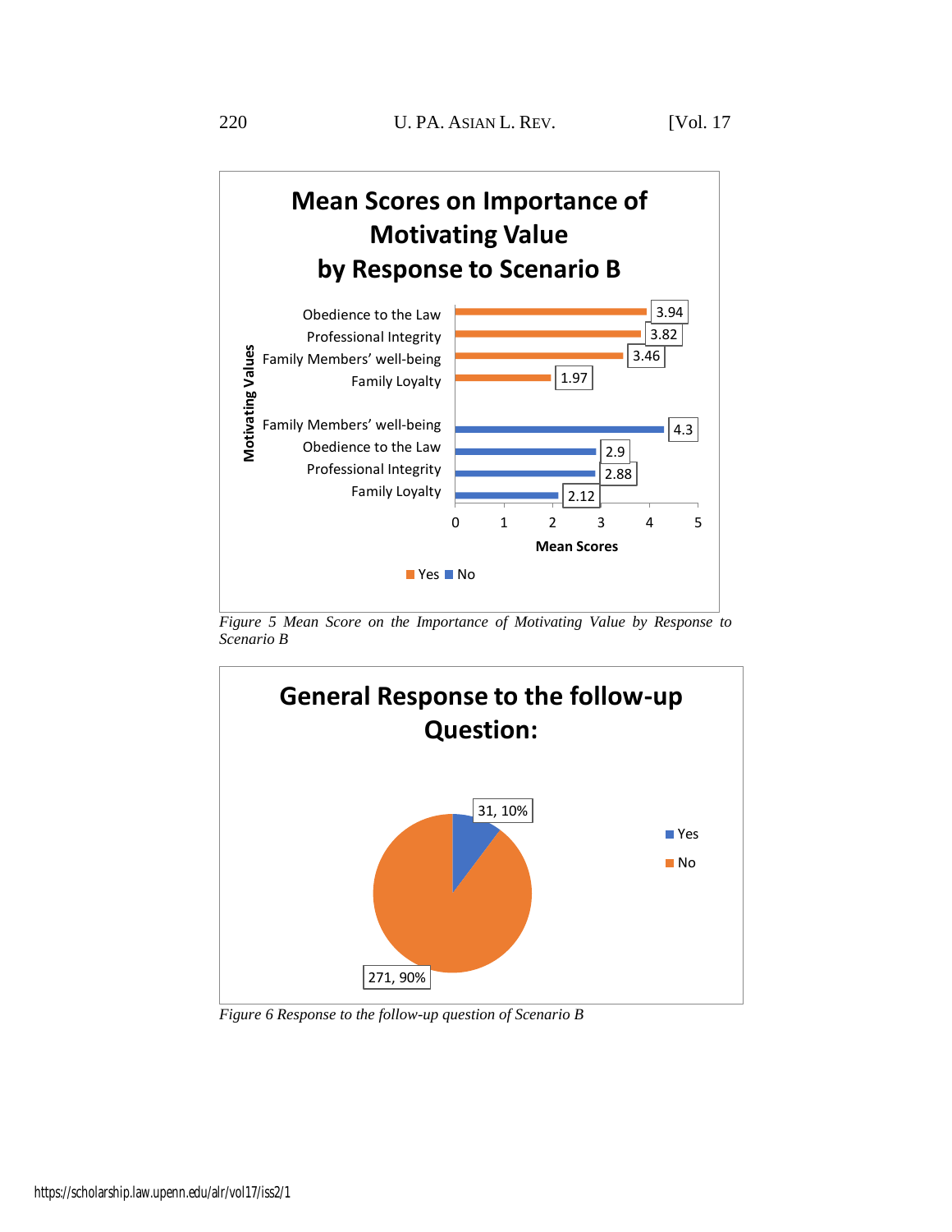**Mean Scores on Importance of Motivating Value by Response to Scenario B**

| Response | Motivating Value | Mean Score |
|---|---|---|
| Yes | Obedience to the Law | 3.94 |
| Yes | Professional Integrity | 3.82 |
| Yes | Family Members' well-being | 3.46 |
| Yes | Family Loyalty | 1.97 |
| No | Family Members' well-being | 4.3 |
| No | Obedience to the Law | 2.9 |
| No | Professional Integrity | 2.88 |
| No | Family Loyalty | 2.12 |

*Figure 5 Mean Score on the Importance of Motivating Value by Response to Scenario B*

**General Response to the follow-up Question:**

| Response | Count, Percentage |
|---|---|
| Yes | 31, 10% |
| No | 271, 90% |

*Figure 6 Response to the follow-up question of Scenario B*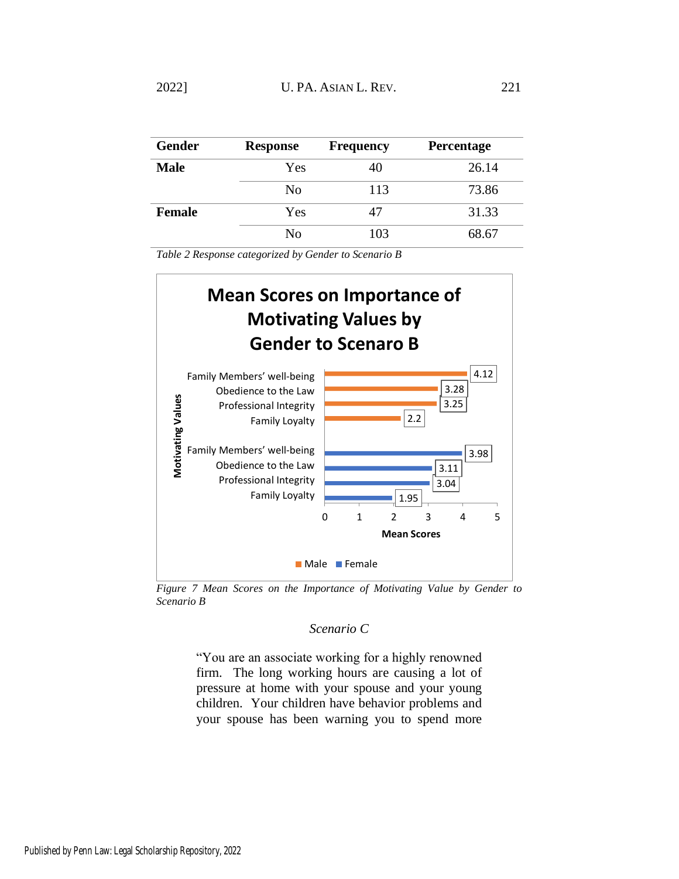| Gender | Response | Frequency | Percentage |
|---|---|---|---|
| **Male** | Yes | 40 | 26.14 |
| | No | 113 | 73.86 |
| **Female** | Yes | 47 | 31.33 |
| | No | 103 | 68.67 |

*Table 2 Response categorized by Gender to Scenario B*

**Mean Scores on Importance of Motivating Values by Gender to Scenaro B**

| Motivating Values | Male | Female |
|---|---|---|
| Family Members' well-being | 4.12 | 3.98 |
| Obedience to the Law | 3.28 | 3.11 |
| Professional Integrity | 3.25 | 3.04 |
| Family Loyalty | 2.2 | 1.95 |

*Figure 7 Mean Scores on the Importance of Motivating Value by Gender to Scenario B*

*Scenario C*

> "You are an associate working for a highly renowned firm. The long working hours are causing a lot of pressure at home with your spouse and your young children. Your children have behavior problems and your spouse has been warning you to spend more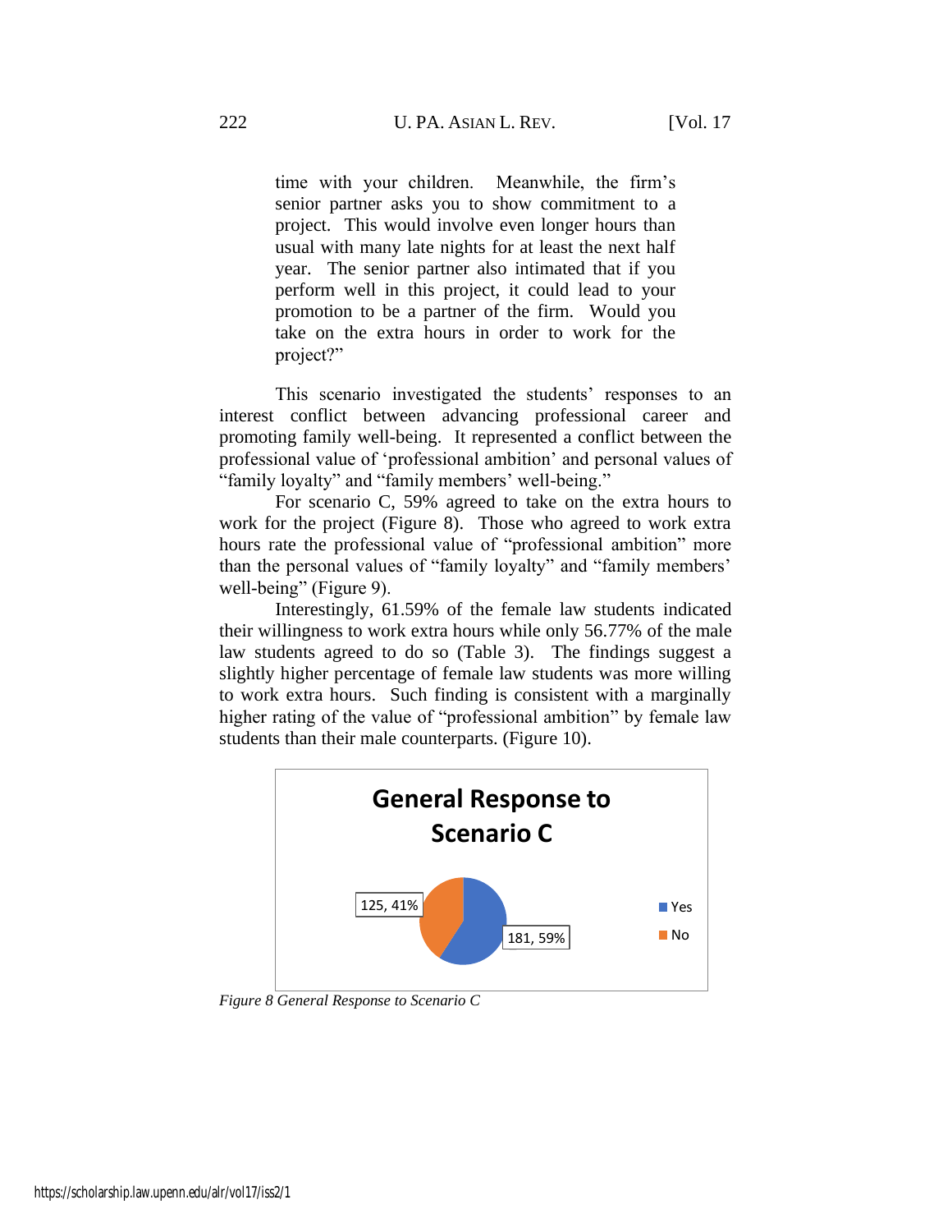> time with your children. Meanwhile, the firm's senior partner asks you to show commitment to a project. This would involve even longer hours than usual with many late nights for at least the next half year. The senior partner also intimated that if you perform well in this project, it could lead to your promotion to be a partner of the firm. Would you take on the extra hours in order to work for the project?"

This scenario investigated the students' responses to an interest conflict between advancing professional career and promoting family well-being. It represented a conflict between the professional value of 'professional ambition' and personal values of "family loyalty" and "family members' well-being."

For scenario C, 59% agreed to take on the extra hours to work for the project (Figure 8). Those who agreed to work extra hours rate the professional value of "professional ambition" more than the personal values of "family loyalty" and "family members' well-being" (Figure 9).

Interestingly, 61.59% of the female law students indicated their willingness to work extra hours while only 56.77% of the male law students agreed to do so (Table 3). The findings suggest a slightly higher percentage of female law students was more willing to work extra hours. Such finding is consistent with a marginally higher rating of the value of "professional ambition" by female law students than their male counterparts. (Figure 10).

**General Response to Scenario C**

| Response | Count | Percentage |
|---|---|---|
| Yes | 181 | 59% |
| No | 125 | 41% |

*Figure 8 General Response to Scenario C*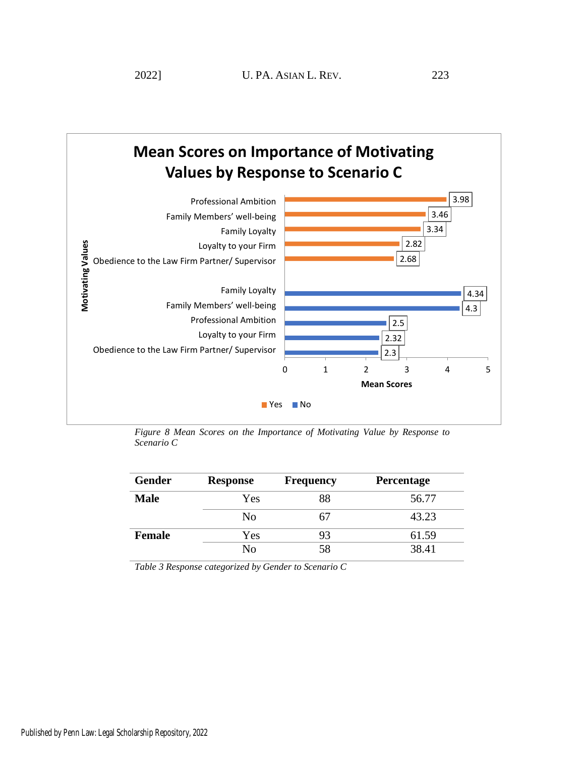**Mean Scores on Importance of Motivating Values by Response to Scenario C**

| Motivating Values | Response | Mean Score |
|---|---|---|
| Professional Ambition | Yes | 3.98 |
| Family Members' well-being | Yes | 3.46 |
| Family Loyalty | Yes | 3.34 |
| Loyalty to your Firm | Yes | 2.82 |
| Obedience to the Law Firm Partner/ Supervisor | Yes | 2.68 |
| Family Loyalty | No | 4.34 |
| Family Members' well-being | No | 4.3 |
| Professional Ambition | No | 2.5 |
| Loyalty to your Firm | No | 2.32 |
| Obedience to the Law Firm Partner/ Supervisor | No | 2.3 |

*Figure 8 Mean Scores on the Importance of Motivating Value by Response to Scenario C*

| Gender | Response | Frequency | Percentage |
|---|---|---|---|
| **Male** | Yes | 88 | 56.77 |
| | No | 67 | 43.23 |
| **Female** | Yes | 93 | 61.59 |
| | No | 58 | 38.41 |

*Table 3 Response categorized by Gender to Scenario C*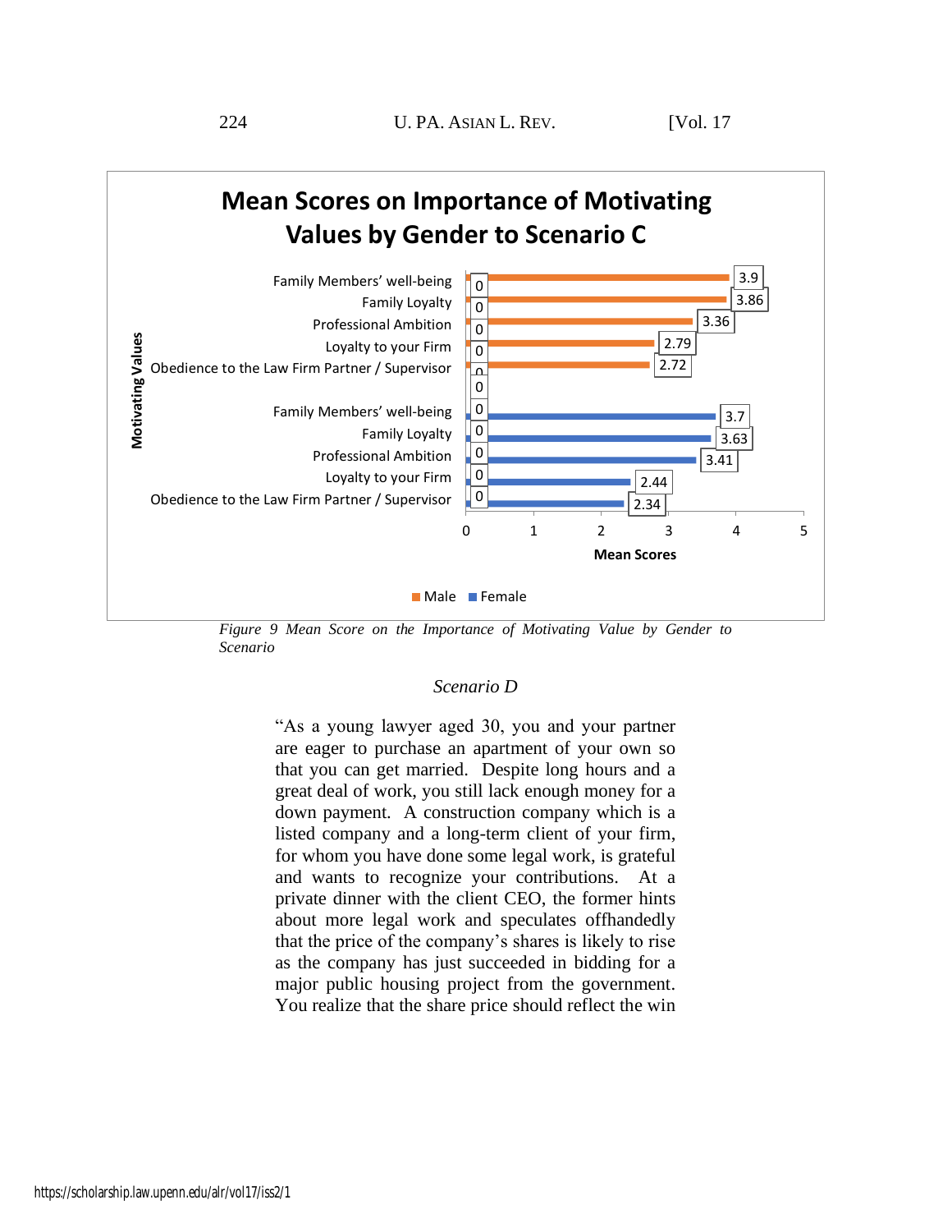**Mean Scores on Importance of Motivating Values by Gender to Scenario C**

| Motivating Values | Male | Female |
|---|---|---|
| Family Members' well-being | 3.9 | 3.7 |
| Family Loyalty | 3.86 | 3.63 |
| Professional Ambition | 3.36 | 3.41 |
| Loyalty to your Firm | 2.79 | 2.44 |
| Obedience to the Law Firm Partner / Supervisor | 2.72 | 2.34 |

*Figure 9 Mean Score on the Importance of Motivating Value by Gender to Scenario*

*Scenario D*

> "As a young lawyer aged 30, you and your partner are eager to purchase an apartment of your own so that you can get married. Despite long hours and a great deal of work, you still lack enough money for a down payment. A construction company which is a listed company and a long-term client of your firm, for whom you have done some legal work, is grateful and wants to recognize your contributions. At a private dinner with the client CEO, the former hints about more legal work and speculates offhandedly that the price of the company's shares is likely to rise as the company has just succeeded in bidding for a major public housing project from the government. You realize that the share price should reflect the win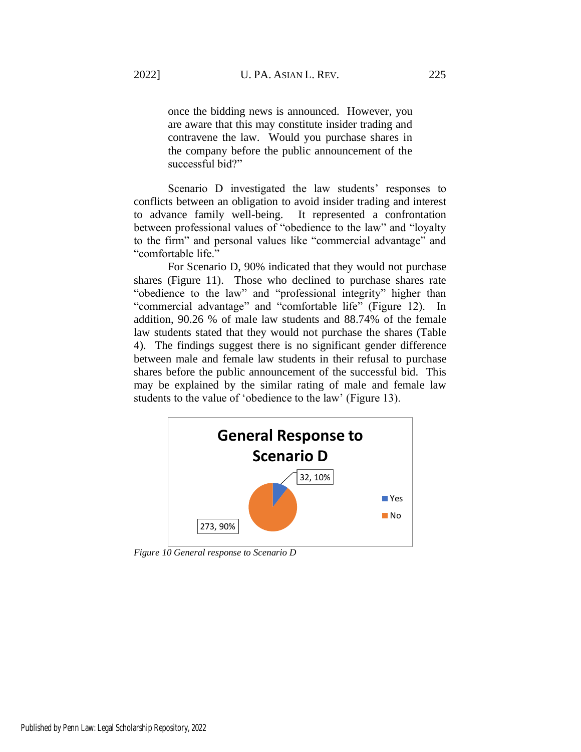once the bidding news is announced. However, you are aware that this may constitute insider trading and contravene the law. Would you purchase shares in the company before the public announcement of the successful bid?"

Scenario D investigated the law students' responses to conflicts between an obligation to avoid insider trading and interest to advance family well-being. It represented a confrontation between professional values of "obedience to the law" and "loyalty to the firm" and personal values like "commercial advantage" and "comfortable life."

For Scenario D, 90% indicated that they would not purchase shares (Figure 11). Those who declined to purchase shares rate "obedience to the law" and "professional integrity" higher than "commercial advantage" and "comfortable life" (Figure 12). In addition, 90.26 % of male law students and 88.74% of the female law students stated that they would not purchase the shares (Table 4). The findings suggest there is no significant gender difference between male and female law students in their refusal to purchase shares before the public announcement of the successful bid. This may be explained by the similar rating of male and female law students to the value of 'obedience to the law' (Figure 13).

**General Response to Scenario D**

| Response | Count | Percentage |
|---|---|---|
| Yes | 32 | 10% |
| No | 273 | 90% |

*Figure 10 General response to Scenario D*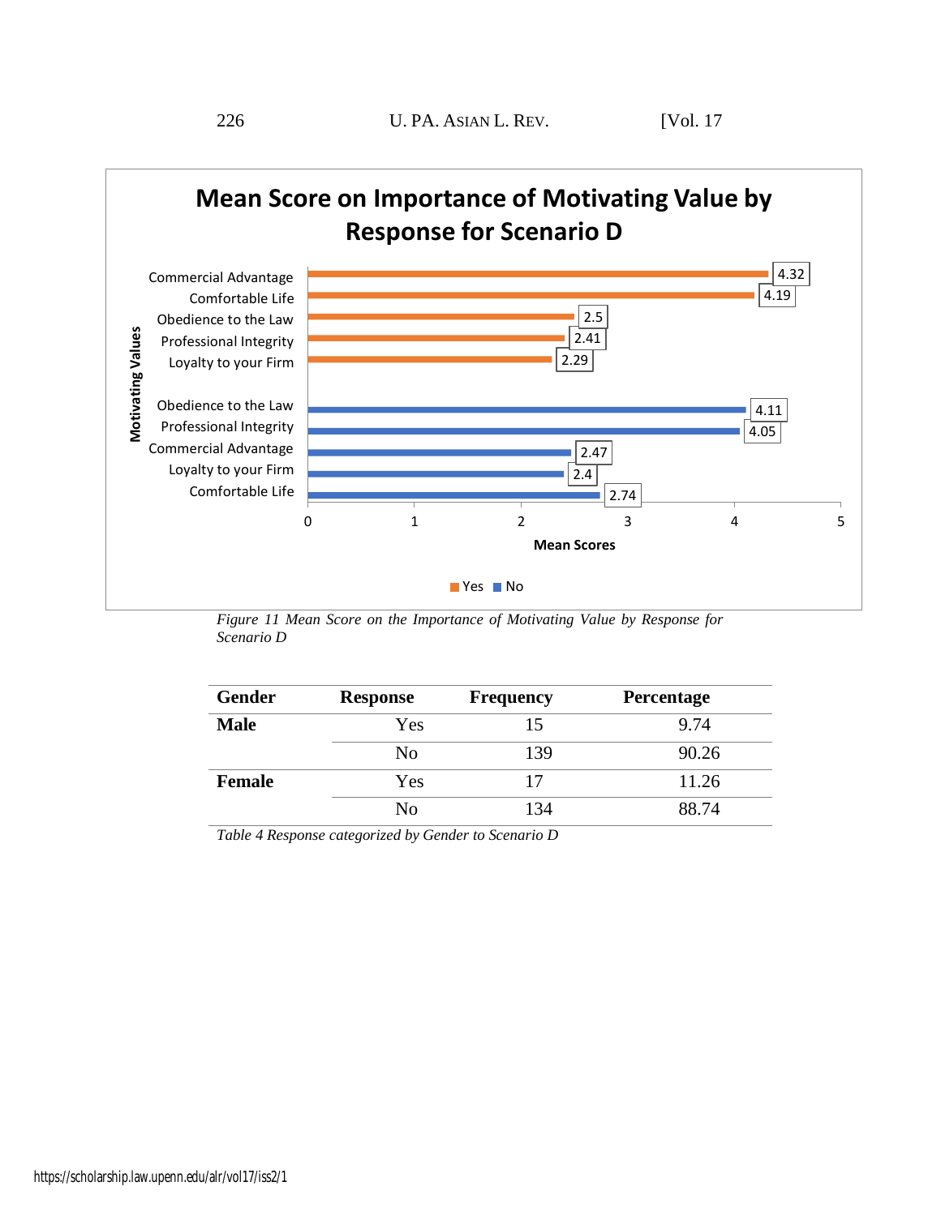## Mean Score on Importance of Motivating Value by Response for Scenario D

| Motivating Values | Response | Mean Score |
|---|---|---|
| Commercial Advantage | Yes | 4.32 |
| Comfortable Life | Yes | 4.19 |
| Obedience to the Law | Yes | 2.5 |
| Professional Integrity | Yes | 2.41 |
| Loyalty to your Firm | Yes | 2.29 |
| Obedience to the Law | No | 4.11 |
| Professional Integrity | No | 4.05 |
| Commercial Advantage | No | 2.47 |
| Loyalty to your Firm | No | 2.4 |
| Comfortable Life | No | 2.74 |

*Figure 11 Mean Score on the Importance of Motivating Value by Response for Scenario D*

| Gender | Response | Frequency | Percentage |
|---|---|---|---|
| **Male** | Yes | 15 | 9.74 |
| | No | 139 | 90.26 |
| **Female** | Yes | 17 | 11.26 |
| | No | 134 | 88.74 |

*Table 4 Response categorized by Gender to Scenario D*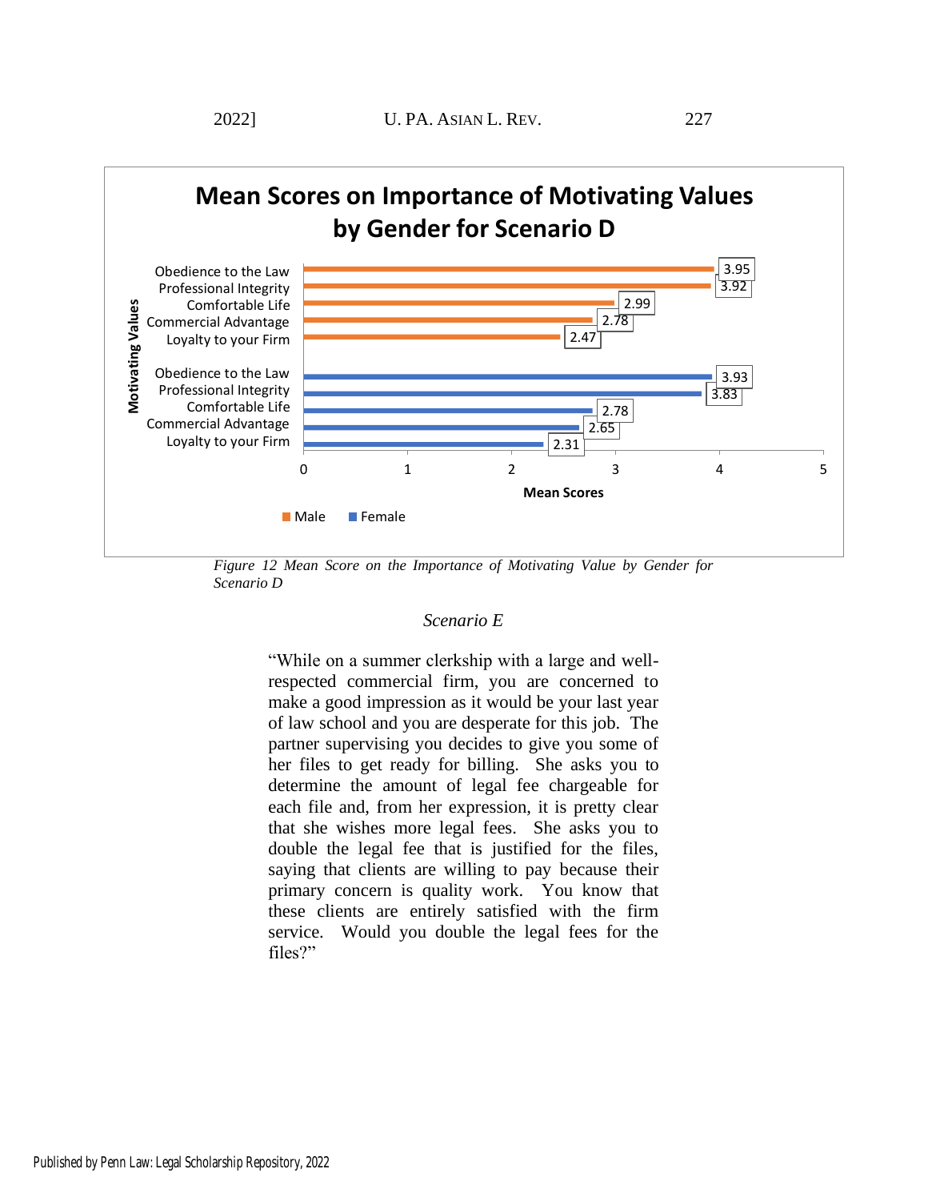**Mean Scores on Importance of Motivating Values by Gender for Scenario D**

| Motivating Values | Male | Female |
| --- | --- | --- |
| Obedience to the Law | 3.95 | 3.93 |
| Professional Integrity | 3.92 | 3.83 |
| Comfortable Life | 2.99 | 2.78 |
| Commercial Advantage | 2.78 | 2.65 |
| Loyalty to your Firm | 2.47 | 2.31 |

*Figure 12 Mean Score on the Importance of Motivating Value by Gender for Scenario D*

### *Scenario E*

"While on a summer clerkship with a large and well-respected commercial firm, you are concerned to make a good impression as it would be your last year of law school and you are desperate for this job. The partner supervising you decides to give you some of her files to get ready for billing. She asks you to determine the amount of legal fee chargeable for each file and, from her expression, it is pretty clear that she wishes more legal fees. She asks you to double the legal fee that is justified for the files, saying that clients are willing to pay because their primary concern is quality work. You know that these clients are entirely satisfied with the firm service. Would you double the legal fees for the files?"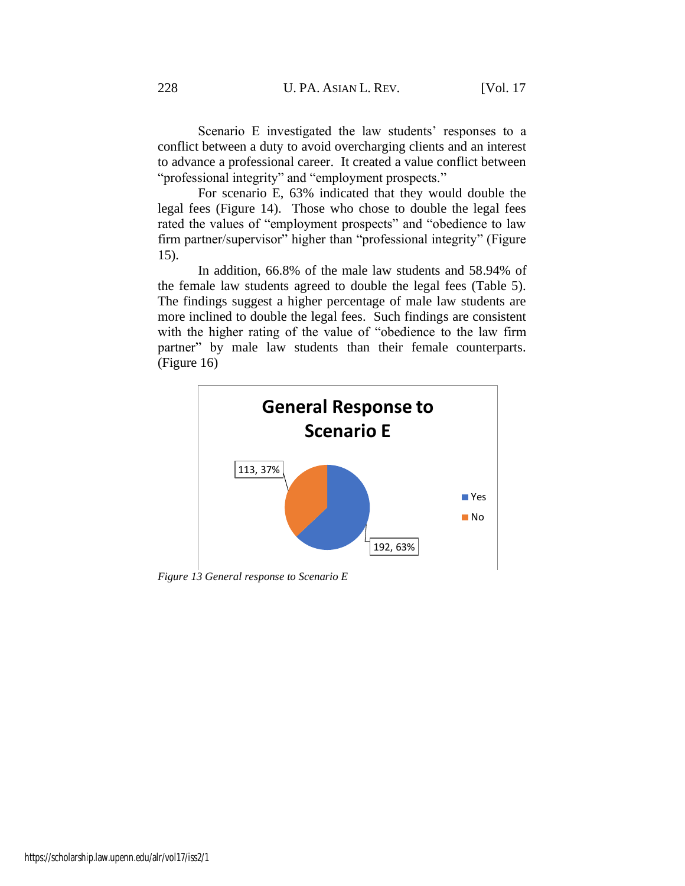Scenario E investigated the law students' responses to a conflict between a duty to avoid overcharging clients and an interest to advance a professional career. It created a value conflict between "professional integrity" and "employment prospects."

For scenario E, 63% indicated that they would double the legal fees (Figure 14). Those who chose to double the legal fees rated the values of "employment prospects" and "obedience to law firm partner/supervisor" higher than "professional integrity" (Figure 15).

In addition, 66.8% of the male law students and 58.94% of the female law students agreed to double the legal fees (Table 5). The findings suggest a higher percentage of male law students are more inclined to double the legal fees. Such findings are consistent with the higher rating of the value of "obedience to the law firm partner" by male law students than their female counterparts. (Figure 16)

**General Response to Scenario E**

| Response | Count, % |
|---|---|
| Yes | 192, 63% |
| No | 113, 37% |

*Figure 13 General response to Scenario E*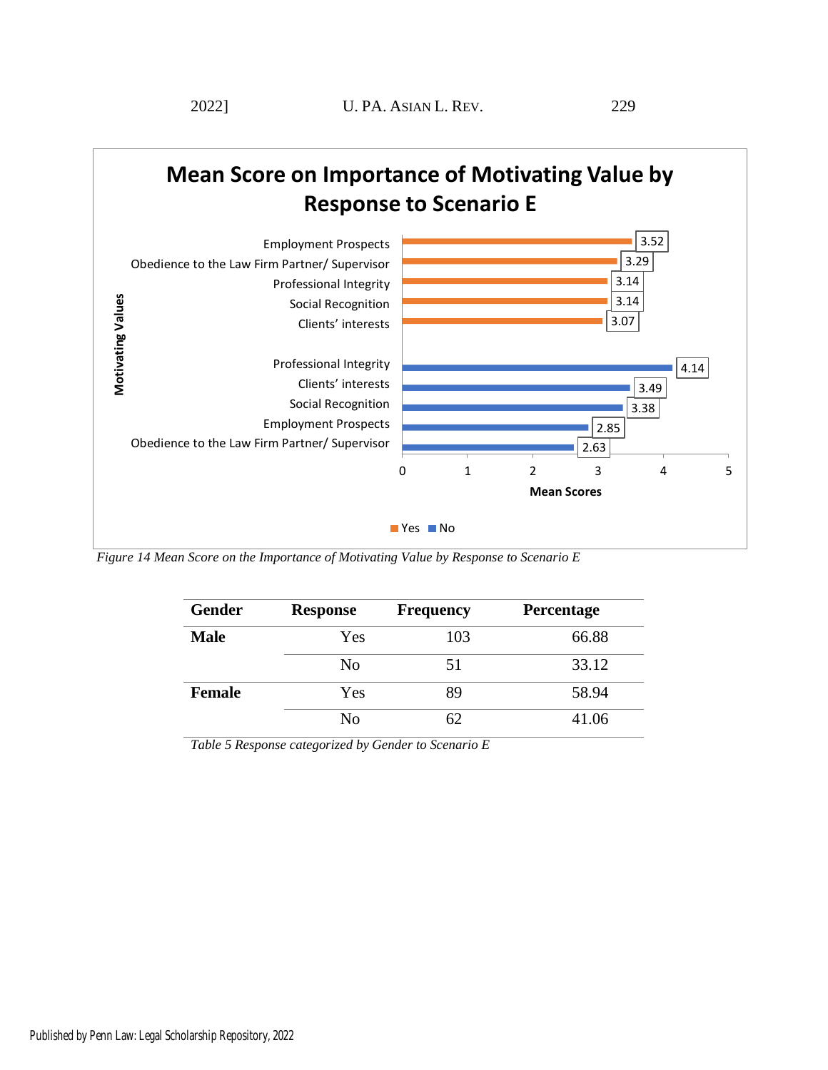**Mean Score on Importance of Motivating Value by Response to Scenario E**

| Response | Motivating Values | Mean Scores |
|---|---|---|
| Yes | Employment Prospects | 3.52 |
| Yes | Obedience to the Law Firm Partner/ Supervisor | 3.29 |
| Yes | Professional Integrity | 3.14 |
| Yes | Social Recognition | 3.14 |
| Yes | Clients' interests | 3.07 |
| No | Professional Integrity | 4.14 |
| No | Clients' interests | 3.49 |
| No | Social Recognition | 3.38 |
| No | Employment Prospects | 2.85 |
| No | Obedience to the Law Firm Partner/ Supervisor | 2.63 |

*Figure 14 Mean Score on the Importance of Motivating Value by Response to Scenario E*

| Gender | Response | Frequency | Percentage |
|---|---|---|---|
| **Male** | Yes | 103 | 66.88 |
| | No | 51 | 33.12 |
| **Female** | Yes | 89 | 58.94 |
| | No | 62 | 41.06 |

*Table 5 Response categorized by Gender to Scenario E*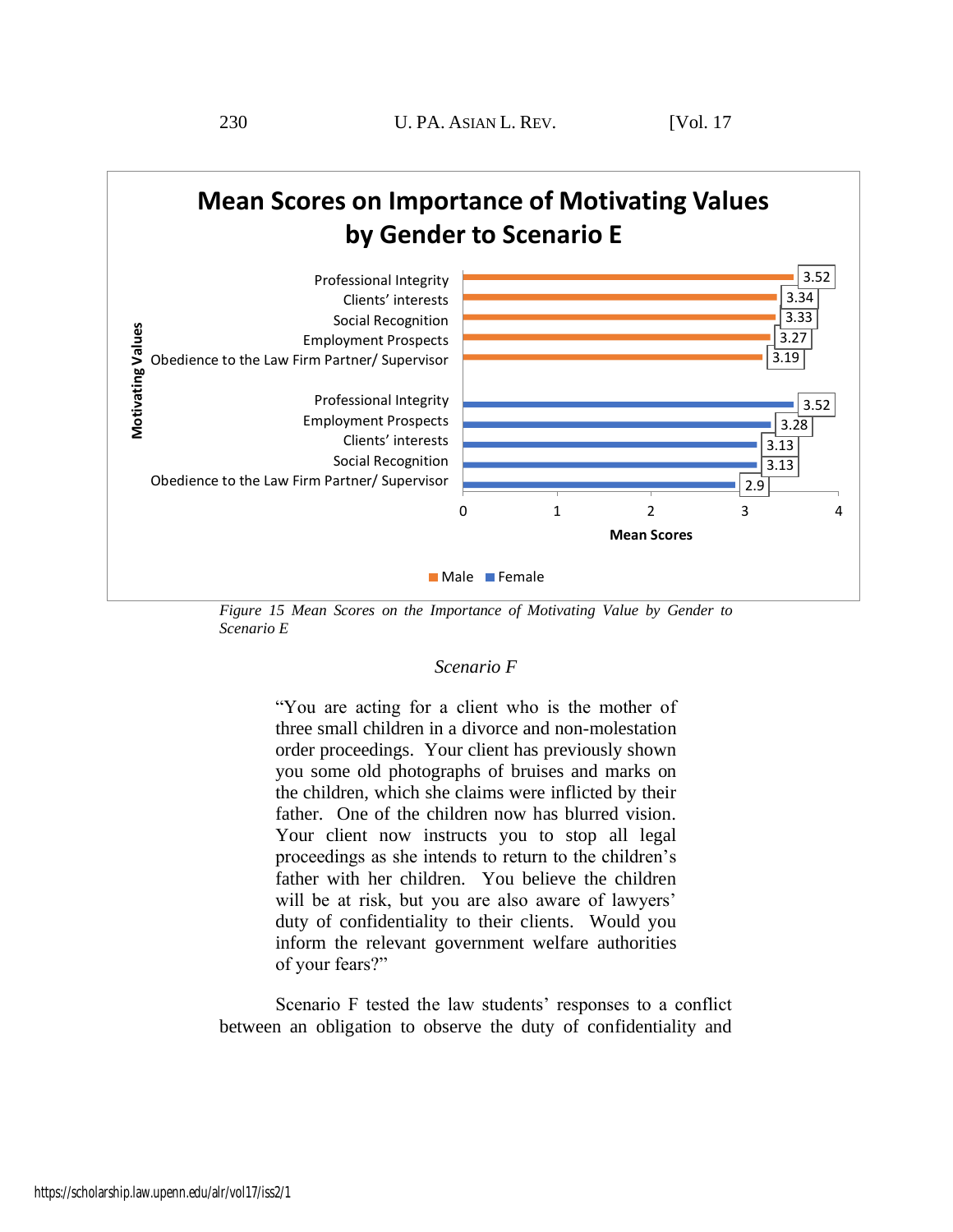**Mean Scores on Importance of Motivating Values by Gender to Scenario E**

| Motivating Values | Gender | Mean Score |
|---|---|---|
| Professional Integrity | Male | 3.52 |
| Clients' interests | Male | 3.34 |
| Social Recognition | Male | 3.33 |
| Employment Prospects | Male | 3.27 |
| Obedience to the Law Firm Partner/ Supervisor | Male | 3.19 |
| Professional Integrity | Female | 3.52 |
| Employment Prospects | Female | 3.28 |
| Clients' interests | Female | 3.13 |
| Social Recognition | Female | 3.13 |
| Obedience to the Law Firm Partner/ Supervisor | Female | 2.9 |

*Figure 15 Mean Scores on the Importance of Motivating Value by Gender to Scenario E*

*Scenario F*

> "You are acting for a client who is the mother of three small children in a divorce and non-molestation order proceedings. Your client has previously shown you some old photographs of bruises and marks on the children, which she claims were inflicted by their father. One of the children now has blurred vision. Your client now instructs you to stop all legal proceedings as she intends to return to the children's father with her children. You believe the children will be at risk, but you are also aware of lawyers' duty of confidentiality to their clients. Would you inform the relevant government welfare authorities of your fears?"

Scenario F tested the law students' responses to a conflict between an obligation to observe the duty of confidentiality and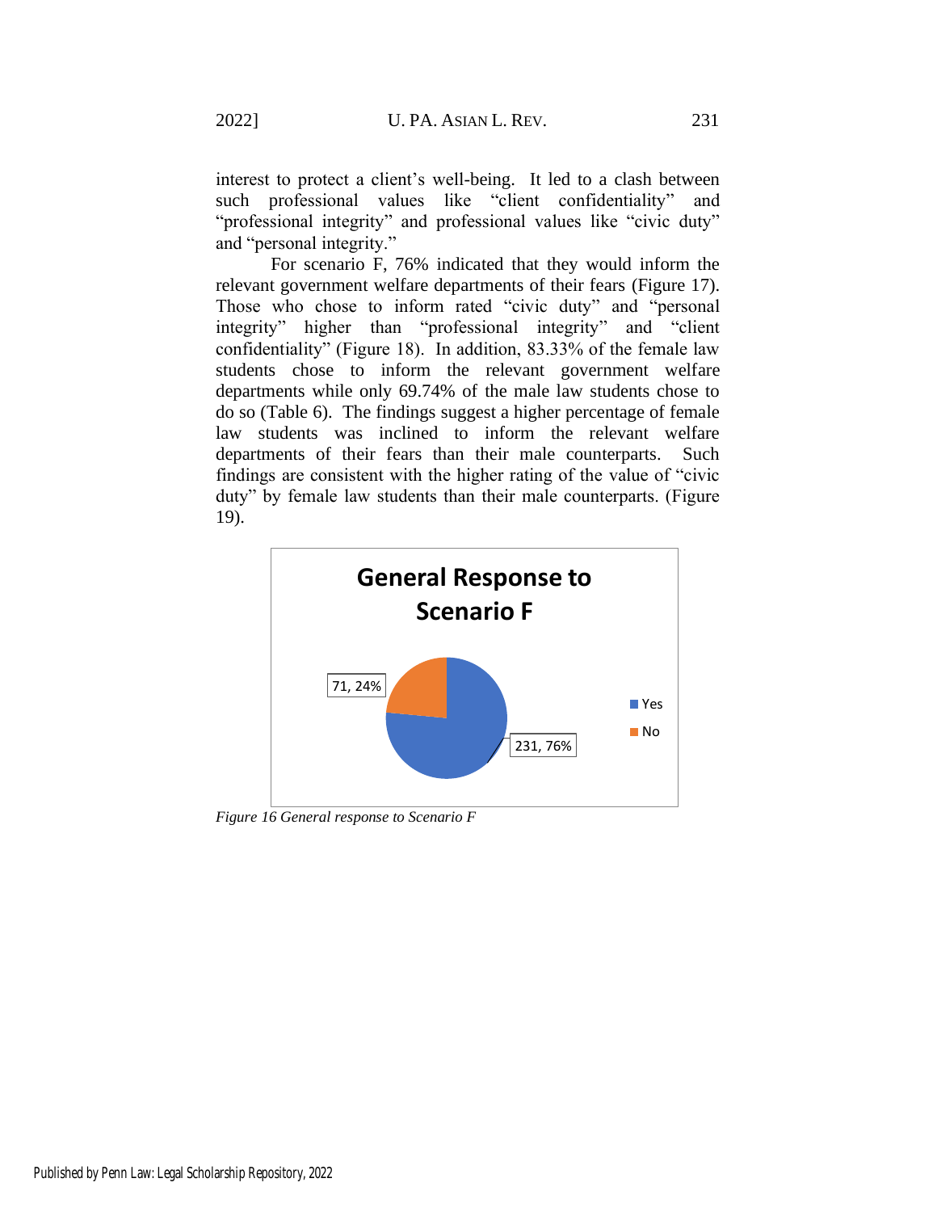interest to protect a client's well-being. It led to a clash between such professional values like "client confidentiality" and "professional integrity" and professional values like "civic duty" and "personal integrity."

For scenario F, 76% indicated that they would inform the relevant government welfare departments of their fears (Figure 17). Those who chose to inform rated "civic duty" and "personal integrity" higher than "professional integrity" and "client confidentiality" (Figure 18). In addition, 83.33% of the female law students chose to inform the relevant government welfare departments while only 69.74% of the male law students chose to do so (Table 6). The findings suggest a higher percentage of female law students was inclined to inform the relevant welfare departments of their fears than their male counterparts. Such findings are consistent with the higher rating of the value of "civic duty" by female law students than their male counterparts. (Figure 19).

**General Response to Scenario F**

| Response | Count, % |
|---|---|
| Yes | 231, 76% |
| No | 71, 24% |

*Figure 16 General response to Scenario F*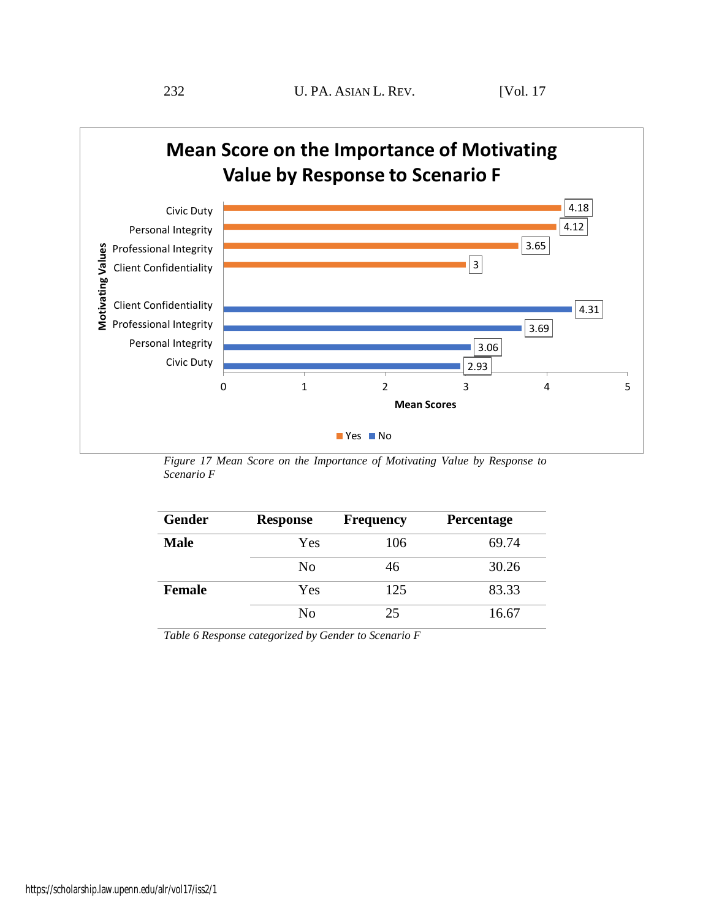*Figure 17 Mean Score on the Importance of Motivating Value by Response to Scenario F*

| Gender | Response | Frequency | Percentage |
|---|---|---|---|
| **Male** | Yes | 106 | 69.74 |
| | No | 46 | 30.26 |
| **Female** | Yes | 125 | 83.33 |
| | No | 25 | 16.67 |

*Table 6 Response categorized by Gender to Scenario F*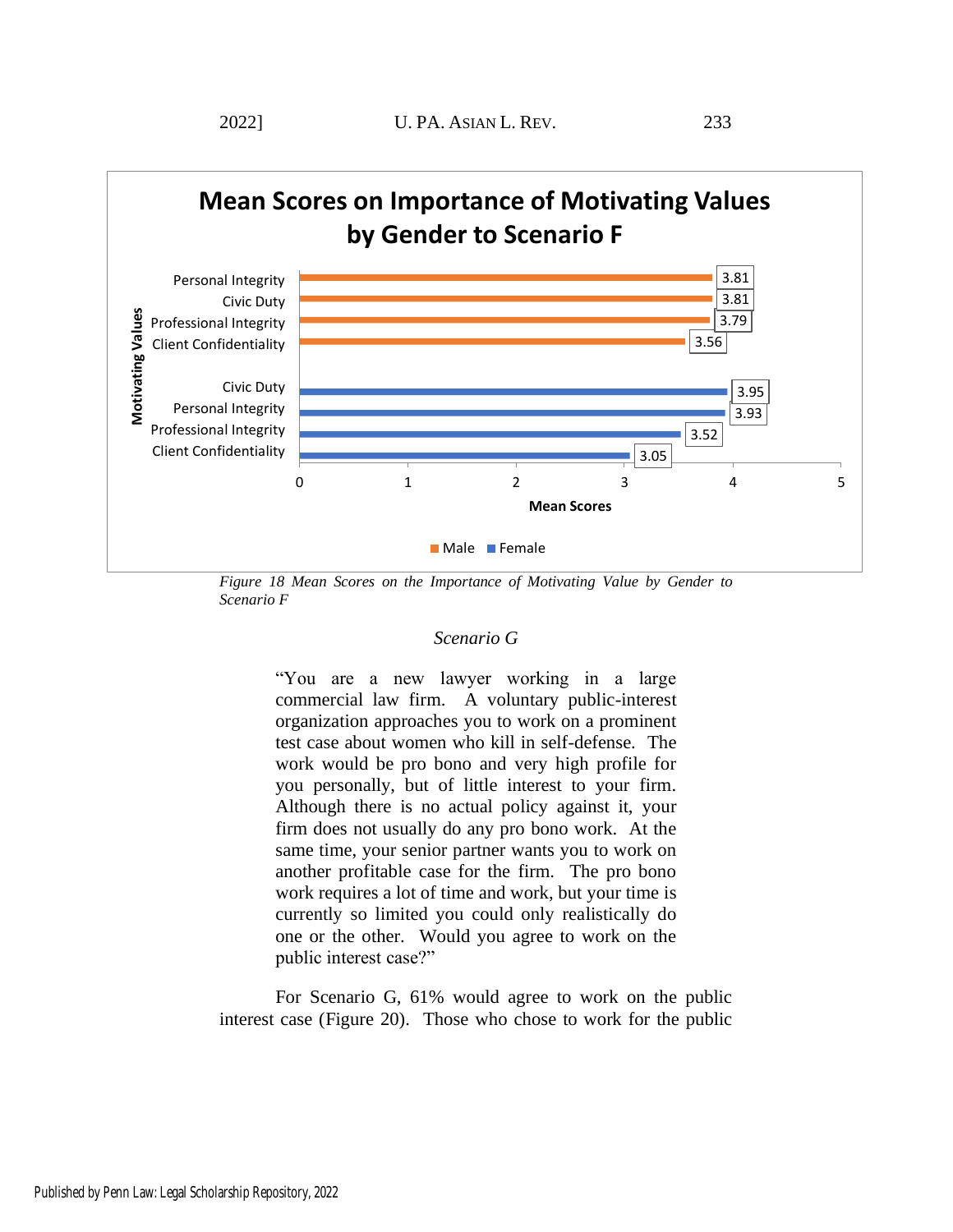**Mean Scores on Importance of Motivating Values by Gender to Scenario F**

| Motivating Values | Gender | Mean Score |
|---|---|---|
| Personal Integrity | Male | 3.81 |
| Civic Duty | Male | 3.81 |
| Professional Integrity | Male | 3.79 |
| Client Confidentiality | Male | 3.56 |
| Civic Duty | Female | 3.95 |
| Personal Integrity | Female | 3.93 |
| Professional Integrity | Female | 3.52 |
| Client Confidentiality | Female | 3.05 |

*Figure 18 Mean Scores on the Importance of Motivating Value by Gender to Scenario F*

### *Scenario G*

> "You are a new lawyer working in a large commercial law firm. A voluntary public-interest organization approaches you to work on a prominent test case about women who kill in self-defense. The work would be pro bono and very high profile for you personally, but of little interest to your firm. Although there is no actual policy against it, your firm does not usually do any pro bono work. At the same time, your senior partner wants you to work on another profitable case for the firm. The pro bono work requires a lot of time and work, but your time is currently so limited you could only realistically do one or the other. Would you agree to work on the public interest case?"

For Scenario G, 61% would agree to work on the public interest case (Figure 20). Those who chose to work for the public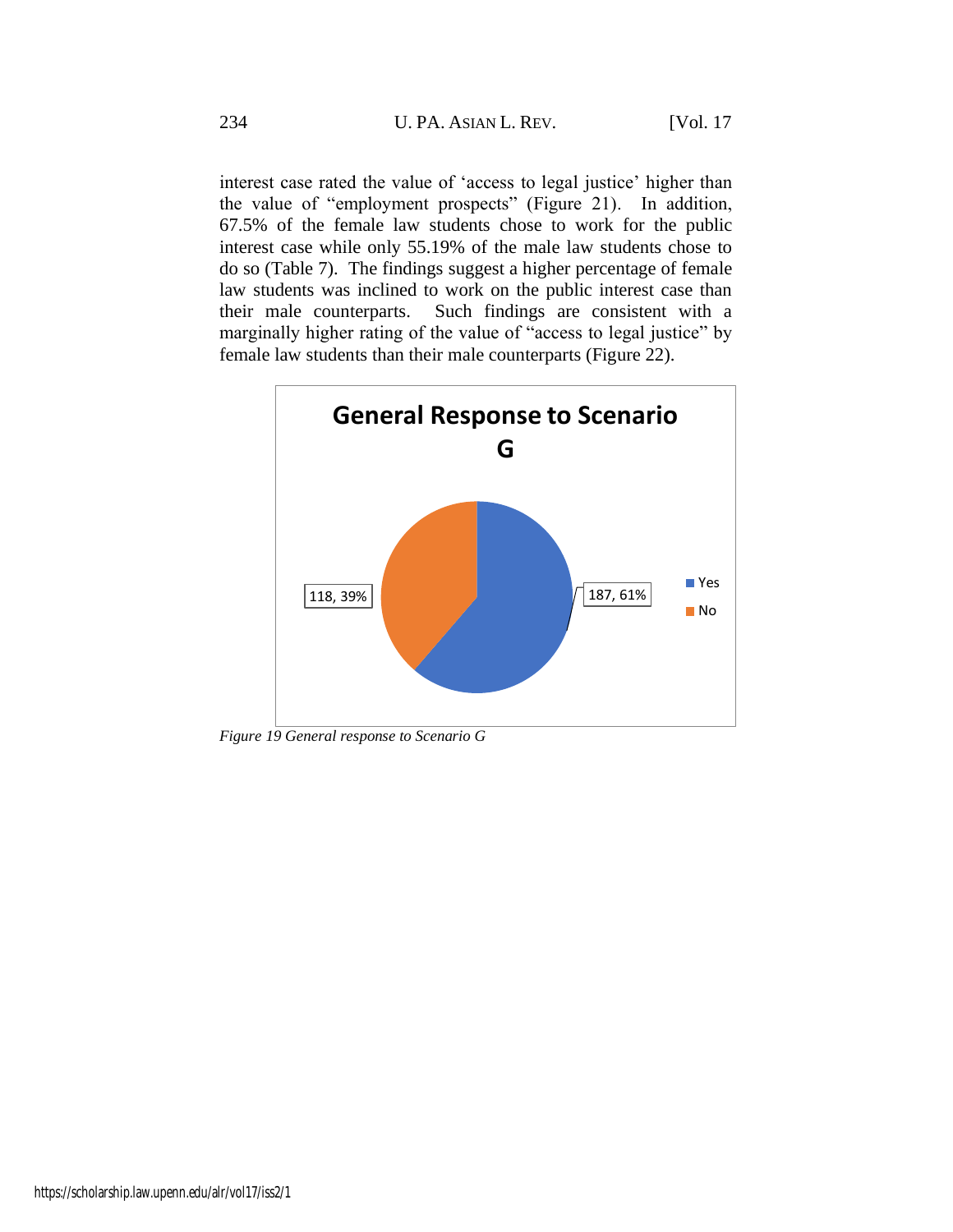interest case rated the value of 'access to legal justice' higher than the value of "employment prospects" (Figure 21). In addition, 67.5% of the female law students chose to work for the public interest case while only 55.19% of the male law students chose to do so (Table 7). The findings suggest a higher percentage of female law students was inclined to work on the public interest case than their male counterparts. Such findings are consistent with a marginally higher rating of the value of "access to legal justice" by female law students than their male counterparts (Figure 22).

*Figure 19 General response to Scenario G*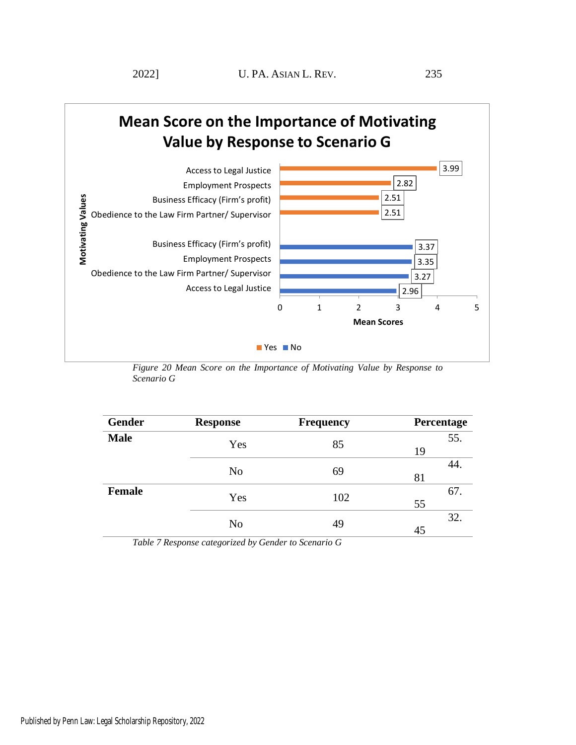**Mean Score on the Importance of Motivating Value by Response to Scenario G**

| Response | Motivating Values | Mean Score |
|---|---|---|
| Yes | Access to Legal Justice | 3.99 |
| Yes | Employment Prospects | 2.82 |
| Yes | Business Efficacy (Firm's profit) | 2.51 |
| Yes | Obedience to the Law Firm Partner/ Supervisor | 2.51 |
| No | Business Efficacy (Firm's profit) | 3.37 |
| No | Employment Prospects | 3.35 |
| No | Obedience to the Law Firm Partner/ Supervisor | 3.27 |
| No | Access to Legal Justice | 2.96 |

*Figure 20 Mean Score on the Importance of Motivating Value by Response to Scenario G*

| Gender | Response | Frequency | Percentage |
|---|---|---|---|
| **Male** | Yes | 85 | 55.19 |
| | No | 69 | 44.81 |
| **Female** | Yes | 102 | 67.55 |
| | No | 49 | 32.45 |

*Table 7 Response categorized by Gender to Scenario G*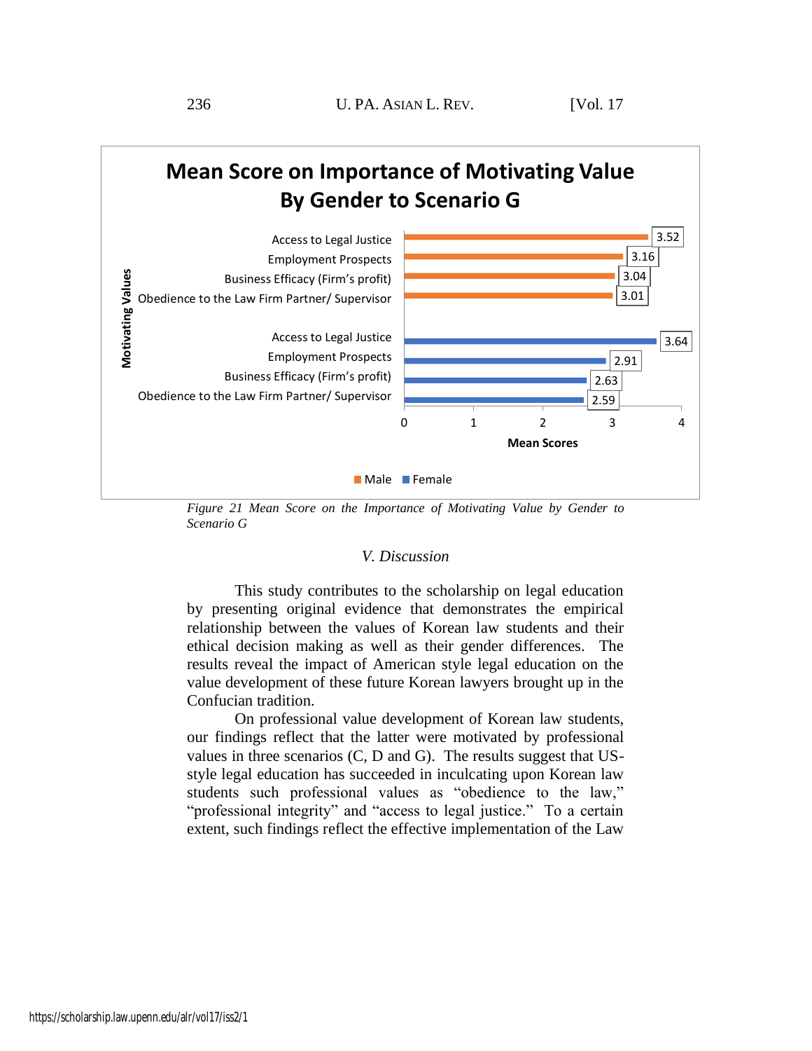**Mean Score on Importance of Motivating Value By Gender to Scenario G**

| Motivating Values | Male | Female |
|---|---|---|
| Access to Legal Justice | 3.52 | 3.64 |
| Employment Prospects | 3.16 | 2.91 |
| Business Efficacy (Firm's profit) | 3.04 | 2.63 |
| Obedience to the Law Firm Partner/ Supervisor | 3.01 | 2.59 |

*Figure 21 Mean Score on the Importance of Motivating Value by Gender to Scenario G*

## *V. Discussion*

This study contributes to the scholarship on legal education by presenting original evidence that demonstrates the empirical relationship between the values of Korean law students and their ethical decision making as well as their gender differences. The results reveal the impact of American style legal education on the value development of these future Korean lawyers brought up in the Confucian tradition.

On professional value development of Korean law students, our findings reflect that the latter were motivated by professional values in three scenarios (C, D and G). The results suggest that US-style legal education has succeeded in inculcating upon Korean law students such professional values as "obedience to the law," "professional integrity" and "access to legal justice." To a certain extent, such findings reflect the effective implementation of the Law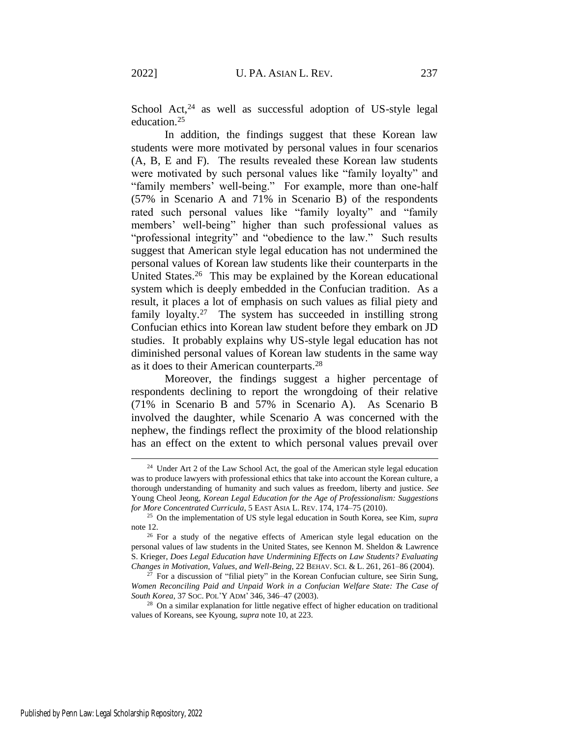School Act,[24] as well as successful adoption of US-style legal education.[25]

In addition, the findings suggest that these Korean law students were more motivated by personal values in four scenarios (A, B, E and F). The results revealed these Korean law students were motivated by such personal values like "family loyalty" and "family members' well-being." For example, more than one-half (57% in Scenario A and 71% in Scenario B) of the respondents rated such personal values like "family loyalty" and "family members' well-being" higher than such professional values as "professional integrity" and "obedience to the law." Such results suggest that American style legal education has not undermined the personal values of Korean law students like their counterparts in the United States.[26] This may be explained by the Korean educational system which is deeply embedded in the Confucian tradition. As a result, it places a lot of emphasis on such values as filial piety and family loyalty.[27] The system has succeeded in instilling strong Confucian ethics into Korean law student before they embark on JD studies. It probably explains why US-style legal education has not diminished personal values of Korean law students in the same way as it does to their American counterparts.[28]

Moreover, the findings suggest a higher percentage of respondents declining to report the wrongdoing of their relative (71% in Scenario B and 57% in Scenario A). As Scenario B involved the daughter, while Scenario A was concerned with the nephew, the findings reflect the proximity of the blood relationship has an effect on the extent to which personal values prevail over

---

[24] Under Art 2 of the Law School Act, the goal of the American style legal education was to produce lawyers with professional ethics that take into account the Korean culture, a thorough understanding of humanity and such values as freedom, liberty and justice. *See* Young Cheol Jeong, *Korean Legal Education for the Age of Professionalism: Suggestions for More Concentrated Curricula*, 5 EAST ASIA L. REV. 174, 174–75 (2010).

[25] On the implementation of US style legal education in South Korea, see Kim, *supra* note 12.

[26] For a study of the negative effects of American style legal education on the personal values of law students in the United States, see Kennon M. Sheldon & Lawrence S. Krieger, *Does Legal Education have Undermining Effects on Law Students? Evaluating Changes in Motivation, Values, and Well-Being*, 22 BEHAV. SCI. & L. 261, 261–86 (2004).

[27] For a discussion of "filial piety" in the Korean Confucian culture, see Sirin Sung, *Women Reconciling Paid and Unpaid Work in a Confucian Welfare State: The Case of South Korea*, 37 SOC. POL'Y ADM' 346, 346–47 (2003).

[28] On a similar explanation for little negative effect of higher education on traditional values of Koreans, see Kyoung, *supra* note 10, at 223.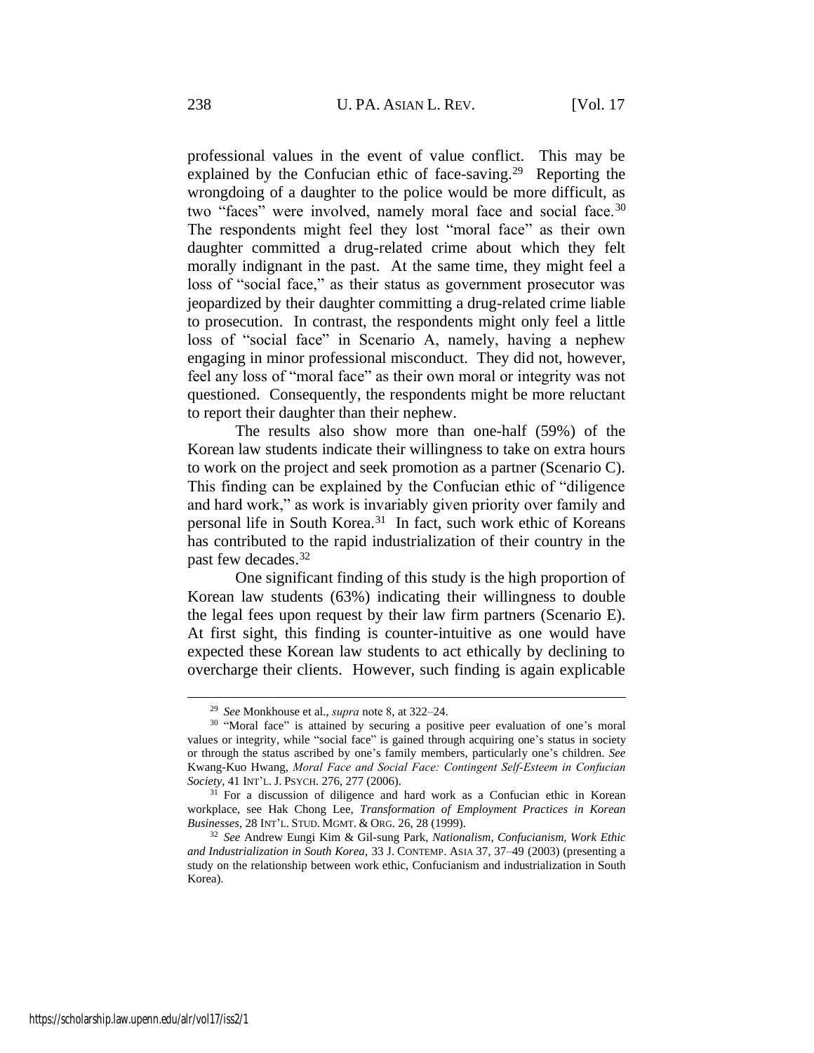professional values in the event of value conflict. This may be explained by the Confucian ethic of face-saving.[29] Reporting the wrongdoing of a daughter to the police would be more difficult, as two "faces" were involved, namely moral face and social face.[30] The respondents might feel they lost "moral face" as their own daughter committed a drug-related crime about which they felt morally indignant in the past. At the same time, they might feel a loss of "social face," as their status as government prosecutor was jeopardized by their daughter committing a drug-related crime liable to prosecution. In contrast, the respondents might only feel a little loss of "social face" in Scenario A, namely, having a nephew engaging in minor professional misconduct. They did not, however, feel any loss of "moral face" as their own moral or integrity was not questioned. Consequently, the respondents might be more reluctant to report their daughter than their nephew.

The results also show more than one-half (59%) of the Korean law students indicate their willingness to take on extra hours to work on the project and seek promotion as a partner (Scenario C). This finding can be explained by the Confucian ethic of "diligence and hard work," as work is invariably given priority over family and personal life in South Korea.[31] In fact, such work ethic of Koreans has contributed to the rapid industrialization of their country in the past few decades.[32]

One significant finding of this study is the high proportion of Korean law students (63%) indicating their willingness to double the legal fees upon request by their law firm partners (Scenario E). At first sight, this finding is counter-intuitive as one would have expected these Korean law students to act ethically by declining to overcharge their clients. However, such finding is again explicable

---

[29] *See* Monkhouse et al., *supra* note 8, at 322–24.

[30] "Moral face" is attained by securing a positive peer evaluation of one's moral values or integrity, while "social face" is gained through acquiring one's status in society or through the status ascribed by one's family members, particularly one's children. *See* Kwang-Kuo Hwang, *Moral Face and Social Face: Contingent Self-Esteem in Confucian Society*, 41 INT'L. J. PSYCH. 276, 277 (2006).

[31] For a discussion of diligence and hard work as a Confucian ethic in Korean workplace, see Hak Chong Lee, *Transformation of Employment Practices in Korean Businesses*, 28 INT'L. STUD. MGMT. & ORG. 26, 28 (1999).

[32] *See* Andrew Eungi Kim & Gil-sung Park, *Nationalism, Confucianism, Work Ethic and Industrialization in South Korea*, 33 J. CONTEMP. ASIA 37, 37–49 (2003) (presenting a study on the relationship between work ethic, Confucianism and industrialization in South Korea).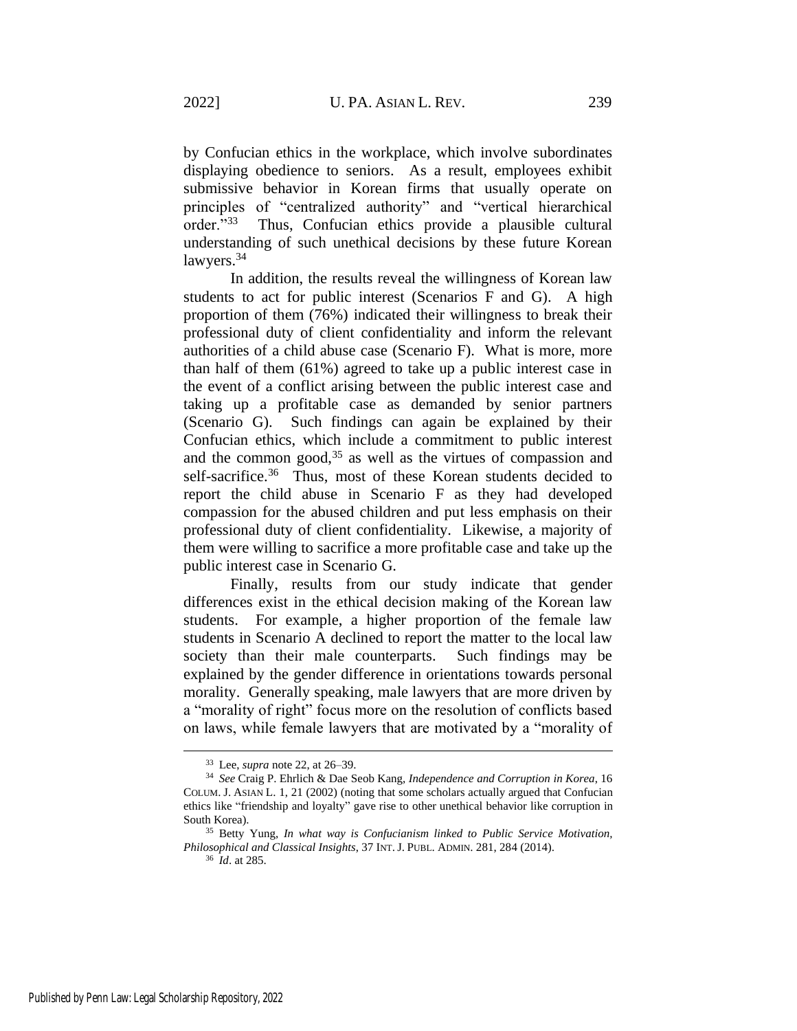by Confucian ethics in the workplace, which involve subordinates displaying obedience to seniors. As a result, employees exhibit submissive behavior in Korean firms that usually operate on principles of "centralized authority" and "vertical hierarchical order."[33] Thus, Confucian ethics provide a plausible cultural understanding of such unethical decisions by these future Korean lawyers.[34]

In addition, the results reveal the willingness of Korean law students to act for public interest (Scenarios F and G). A high proportion of them (76%) indicated their willingness to break their professional duty of client confidentiality and inform the relevant authorities of a child abuse case (Scenario F). What is more, more than half of them (61%) agreed to take up a public interest case in the event of a conflict arising between the public interest case and taking up a profitable case as demanded by senior partners (Scenario G). Such findings can again be explained by their Confucian ethics, which include a commitment to public interest and the common good,[35] as well as the virtues of compassion and self-sacrifice.[36] Thus, most of these Korean students decided to report the child abuse in Scenario F as they had developed compassion for the abused children and put less emphasis on their professional duty of client confidentiality. Likewise, a majority of them were willing to sacrifice a more profitable case and take up the public interest case in Scenario G.

Finally, results from our study indicate that gender differences exist in the ethical decision making of the Korean law students. For example, a higher proportion of the female law students in Scenario A declined to report the matter to the local law society than their male counterparts. Such findings may be explained by the gender difference in orientations towards personal morality. Generally speaking, male lawyers that are more driven by a "morality of right" focus more on the resolution of conflicts based on laws, while female lawyers that are motivated by a "morality of

---

[33] Lee, *supra* note 22, at 26–39.

[34] *See* Craig P. Ehrlich & Dae Seob Kang, *Independence and Corruption in Korea*, 16 COLUM. J. ASIAN L. 1, 21 (2002) (noting that some scholars actually argued that Confucian ethics like "friendship and loyalty" gave rise to other unethical behavior like corruption in South Korea).

[35] Betty Yung, *In what way is Confucianism linked to Public Service Motivation, Philosophical and Classical Insights*, 37 INT. J. PUBL. ADMIN. 281, 284 (2014).

[36] *Id*. at 285.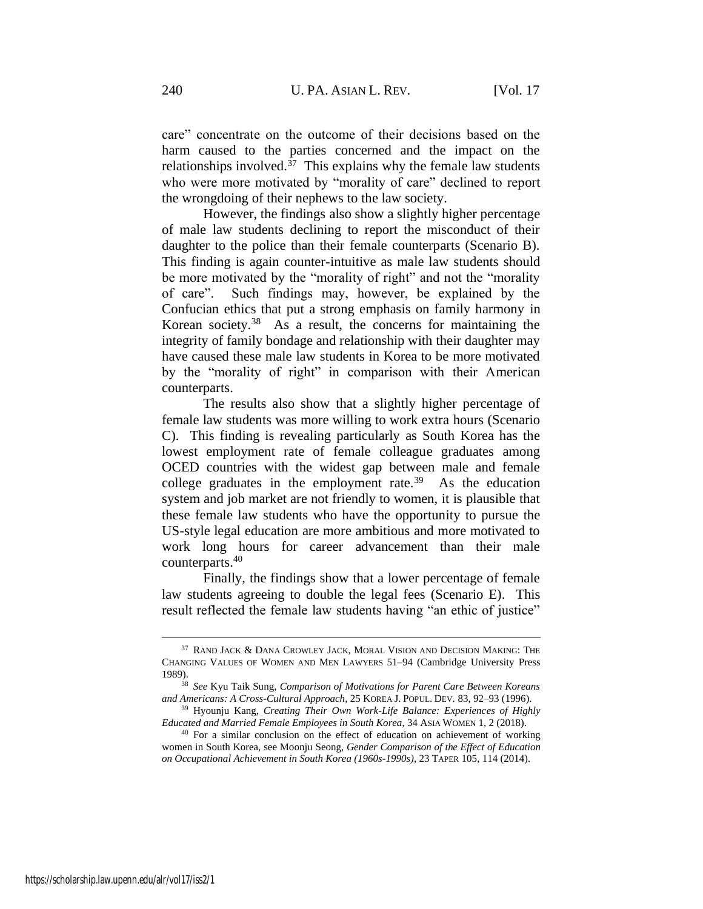care" concentrate on the outcome of their decisions based on the harm caused to the parties concerned and the impact on the relationships involved.[37] This explains why the female law students who were more motivated by "morality of care" declined to report the wrongdoing of their nephews to the law society.

However, the findings also show a slightly higher percentage of male law students declining to report the misconduct of their daughter to the police than their female counterparts (Scenario B). This finding is again counter-intuitive as male law students should be more motivated by the "morality of right" and not the "morality of care". Such findings may, however, be explained by the Confucian ethics that put a strong emphasis on family harmony in Korean society.[38] As a result, the concerns for maintaining the integrity of family bondage and relationship with their daughter may have caused these male law students in Korea to be more motivated by the "morality of right" in comparison with their American counterparts.

The results also show that a slightly higher percentage of female law students was more willing to work extra hours (Scenario C). This finding is revealing particularly as South Korea has the lowest employment rate of female colleague graduates among OCED countries with the widest gap between male and female college graduates in the employment rate.[39] As the education system and job market are not friendly to women, it is plausible that these female law students who have the opportunity to pursue the US-style legal education are more ambitious and more motivated to work long hours for career advancement than their male counterparts.[40]

Finally, the findings show that a lower percentage of female law students agreeing to double the legal fees (Scenario E). This result reflected the female law students having "an ethic of justice"

---

[37] RAND JACK & DANA CROWLEY JACK, MORAL VISION AND DECISION MAKING: THE CHANGING VALUES OF WOMEN AND MEN LAWYERS 51–94 (Cambridge University Press 1989).

[38] *See* Kyu Taik Sung, *Comparison of Motivations for Parent Care Between Koreans and Americans: A Cross-Cultural Approach*, 25 KOREA J. POPUL. DEV. 83, 92–93 (1996).

[39] Hyounju Kang, *Creating Their Own Work-Life Balance: Experiences of Highly Educated and Married Female Employees in South Korea*, 34 ASIA WOMEN 1, 2 (2018).

[40] For a similar conclusion on the effect of education on achievement of working women in South Korea, see Moonju Seong, *Gender Comparison of the Effect of Education on Occupational Achievement in South Korea (1960s-1990s)*, 23 TAPER 105, 114 (2014).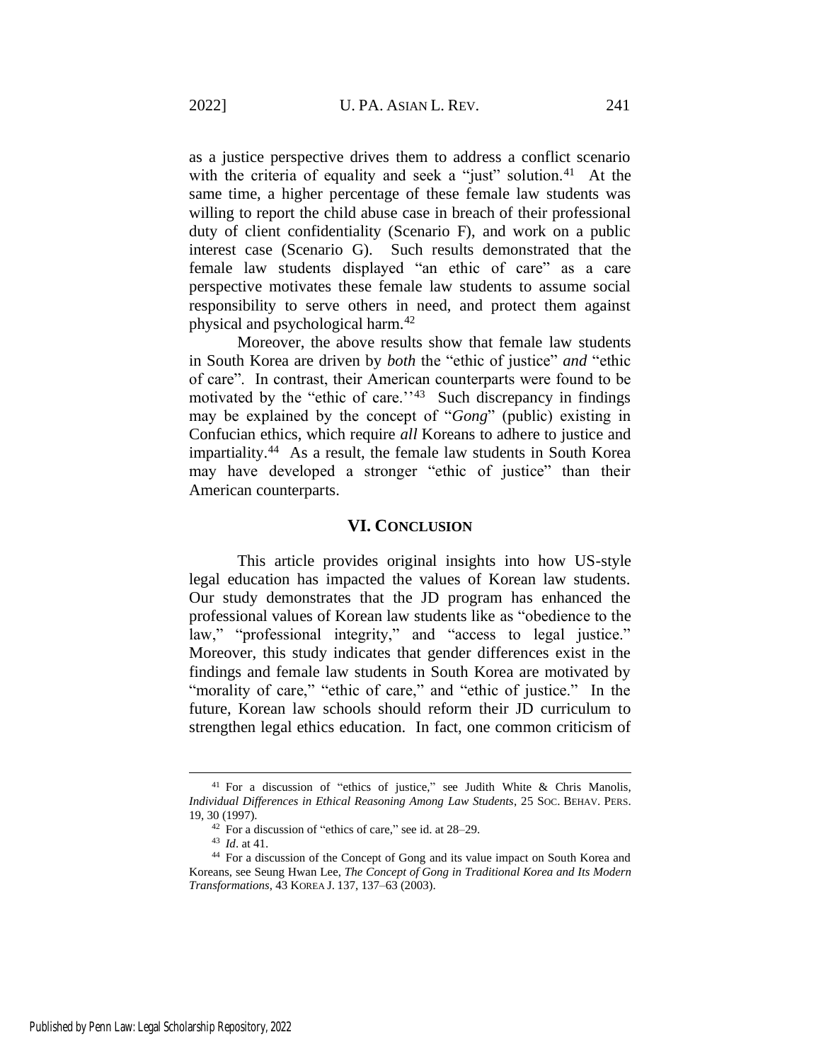as a justice perspective drives them to address a conflict scenario with the criteria of equality and seek a "just" solution.[41] At the same time, a higher percentage of these female law students was willing to report the child abuse case in breach of their professional duty of client confidentiality (Scenario F), and work on a public interest case (Scenario G). Such results demonstrated that the female law students displayed "an ethic of care" as a care perspective motivates these female law students to assume social responsibility to serve others in need, and protect them against physical and psychological harm.[42]

Moreover, the above results show that female law students in South Korea are driven by *both* the "ethic of justice" *and* "ethic of care". In contrast, their American counterparts were found to be motivated by the "ethic of care.''[43] Such discrepancy in findings may be explained by the concept of "*Gong*" (public) existing in Confucian ethics, which require *all* Koreans to adhere to justice and impartiality.[44] As a result, the female law students in South Korea may have developed a stronger "ethic of justice" than their American counterparts.

## VI. CONCLUSION

This article provides original insights into how US-style legal education has impacted the values of Korean law students. Our study demonstrates that the JD program has enhanced the professional values of Korean law students like as "obedience to the law," "professional integrity," and "access to legal justice." Moreover, this study indicates that gender differences exist in the findings and female law students in South Korea are motivated by "morality of care," "ethic of care," and "ethic of justice." In the future, Korean law schools should reform their JD curriculum to strengthen legal ethics education. In fact, one common criticism of

---

[41] For a discussion of "ethics of justice," see Judith White & Chris Manolis, *Individual Differences in Ethical Reasoning Among Law Students*, 25 SOC. BEHAV. PERS. 19, 30 (1997).

[42] For a discussion of "ethics of care," see id. at 28–29.

[43] *Id*. at 41.

[44] For a discussion of the Concept of Gong and its value impact on South Korea and Koreans, see Seung Hwan Lee, *The Concept of Gong in Traditional Korea and Its Modern Transformations*, 43 KOREA J. 137, 137–63 (2003).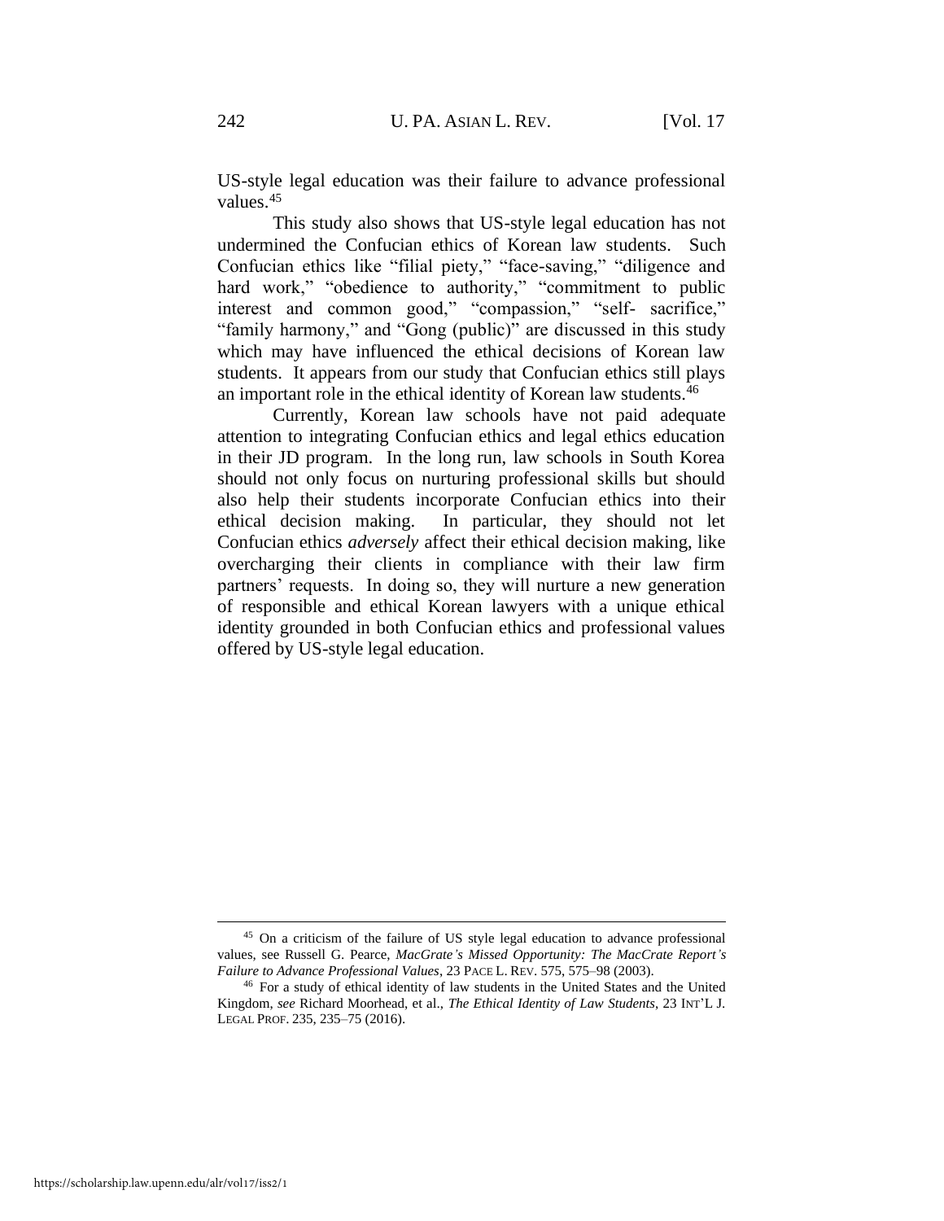US-style legal education was their failure to advance professional values.[45]

This study also shows that US-style legal education has not undermined the Confucian ethics of Korean law students. Such Confucian ethics like "filial piety," "face-saving," "diligence and hard work," "obedience to authority," "commitment to public interest and common good," "compassion," "self- sacrifice," "family harmony," and "Gong (public)" are discussed in this study which may have influenced the ethical decisions of Korean law students. It appears from our study that Confucian ethics still plays an important role in the ethical identity of Korean law students.[46]

Currently, Korean law schools have not paid adequate attention to integrating Confucian ethics and legal ethics education in their JD program. In the long run, law schools in South Korea should not only focus on nurturing professional skills but should also help their students incorporate Confucian ethics into their ethical decision making. In particular, they should not let Confucian ethics *adversely* affect their ethical decision making, like overcharging their clients in compliance with their law firm partners' requests. In doing so, they will nurture a new generation of responsible and ethical Korean lawyers with a unique ethical identity grounded in both Confucian ethics and professional values offered by US-style legal education.

---

[45] On a criticism of the failure of US style legal education to advance professional values, see Russell G. Pearce, *MacGrate's Missed Opportunity: The MacCrate Report's Failure to Advance Professional Values*, 23 PACE L. REV. 575, 575–98 (2003).

[46] For a study of ethical identity of law students in the United States and the United Kingdom, *see* Richard Moorhead, et al., *The Ethical Identity of Law Students*, 23 INT'L J. LEGAL PROF. 235, 235–75 (2016).